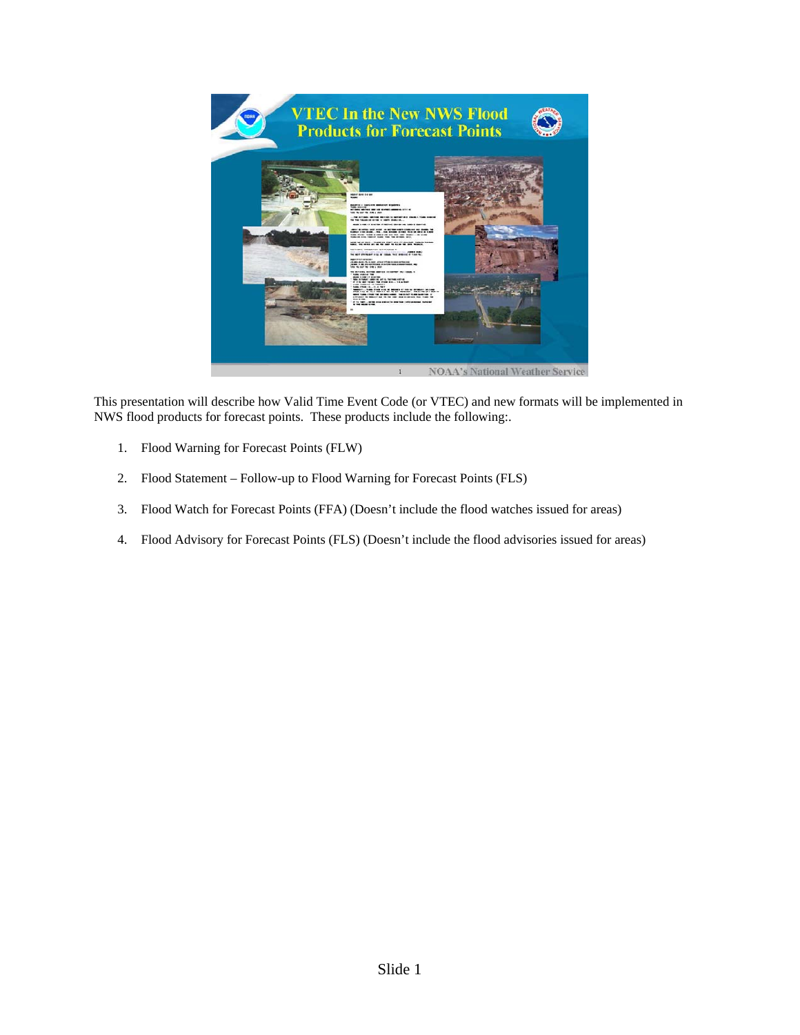# VTEC In the New NWS Flood Products for Forecast Points

This presentation will describe how Valid Time Event Code (or VTEC) and new formats will be implemented in NWS flood products for forecast points. These products include the following:.

1. Flood Warning for Forecast Points (FLW)
2. Flood Statement – Follow-up to Flood Warning for Forecast Points (FLS)
3. Flood Watch for Forecast Points (FFA) (Doesn't include the flood watches issued for areas)
4. Flood Advisory for Forecast Points (FLS) (Doesn't include the flood advisories issued for areas)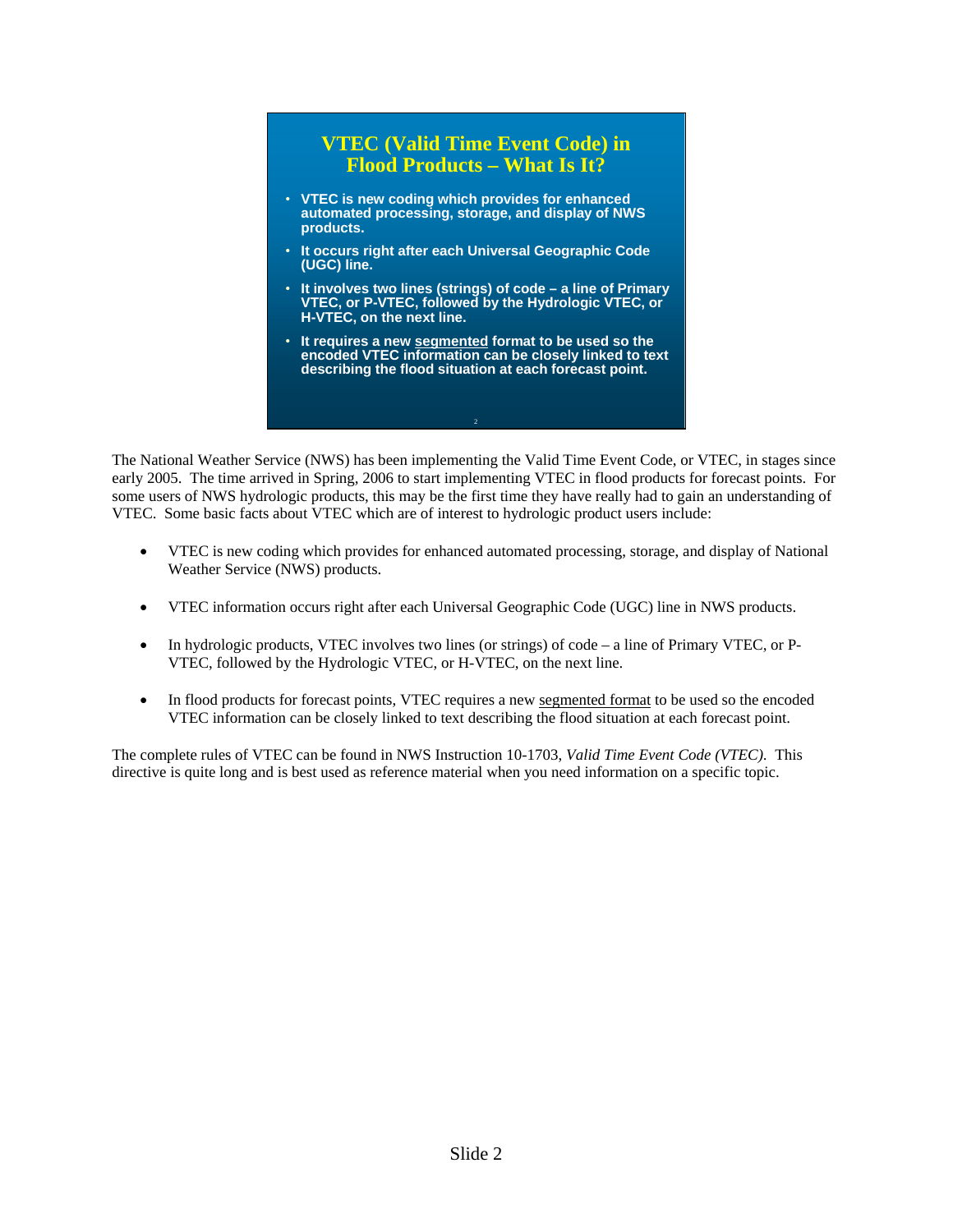## VTEC (Valid Time Event Code) in Flood Products – What Is It?

- VTEC is new coding which provides for enhanced automated processing, storage, and display of NWS products.
- It occurs right after each Universal Geographic Code (UGC) line.
- It involves two lines (strings) of code – a line of Primary VTEC, or P-VTEC, followed by the Hydrologic VTEC, or H-VTEC, on the next line.
- It requires a new <u>segmented</u> format to be used so the encoded VTEC information can be closely linked to text describing the flood situation at each forecast point.

The National Weather Service (NWS) has been implementing the Valid Time Event Code, or VTEC, in stages since early 2005. The time arrived in Spring, 2006 to start implementing VTEC in flood products for forecast points. For some users of NWS hydrologic products, this may be the first time they have really had to gain an understanding of VTEC. Some basic facts about VTEC which are of interest to hydrologic product users include:

- VTEC is new coding which provides for enhanced automated processing, storage, and display of National Weather Service (NWS) products.
- VTEC information occurs right after each Universal Geographic Code (UGC) line in NWS products.
- In hydrologic products, VTEC involves two lines (or strings) of code – a line of Primary VTEC, or P-VTEC, followed by the Hydrologic VTEC, or H-VTEC, on the next line.
- In flood products for forecast points, VTEC requires a new <u>segmented format</u> to be used so the encoded VTEC information can be closely linked to text describing the flood situation at each forecast point.

The complete rules of VTEC can be found in NWS Instruction 10-1703, *Valid Time Event Code (VTEC).* This directive is quite long and is best used as reference material when you need information on a specific topic.

Slide 2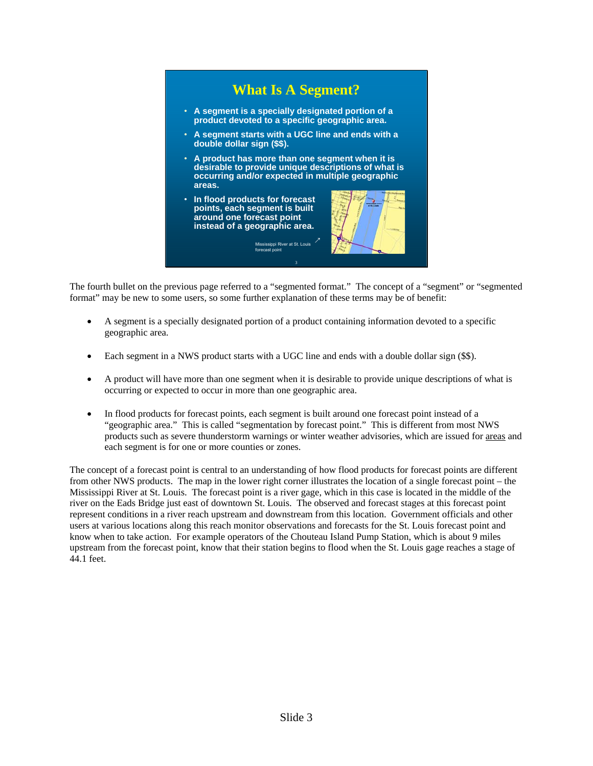## What Is A Segment?

- A segment is a specially designated portion of a product devoted to a specific geographic area.
- A segment starts with a UGC line and ends with a double dollar sign ($$).
- A product has more than one segment when it is desirable to provide unique descriptions of what is occurring and/or expected in multiple geographic areas.
- In flood products for forecast points, each segment is built around one forecast point instead of a geographic area.

Mississippi River at St. Louis forecast point

The fourth bullet on the previous page referred to a "segmented format." The concept of a "segment" or "segmented format" may be new to some users, so some further explanation of these terms may be of benefit:

- A segment is a specially designated portion of a product containing information devoted to a specific geographic area.
- Each segment in a NWS product starts with a UGC line and ends with a double dollar sign ($$).
- A product will have more than one segment when it is desirable to provide unique descriptions of what is occurring or expected to occur in more than one geographic area.
- In flood products for forecast points, each segment is built around one forecast point instead of a "geographic area." This is called "segmentation by forecast point." This is different from most NWS products such as severe thunderstorm warnings or winter weather advisories, which are issued for areas and each segment is for one or more counties or zones.

The concept of a forecast point is central to an understanding of how flood products for forecast points are different from other NWS products. The map in the lower right corner illustrates the location of a single forecast point – the Mississippi River at St. Louis. The forecast point is a river gage, which in this case is located in the middle of the river on the Eads Bridge just east of downtown St. Louis. The observed and forecast stages at this forecast point represent conditions in a river reach upstream and downstream from this location. Government officials and other users at various locations along this reach monitor observations and forecasts for the St. Louis forecast point and know when to take action. For example operators of the Chouteau Island Pump Station, which is about 9 miles upstream from the forecast point, know that their station begins to flood when the St. Louis gage reaches a stage of 44.1 feet.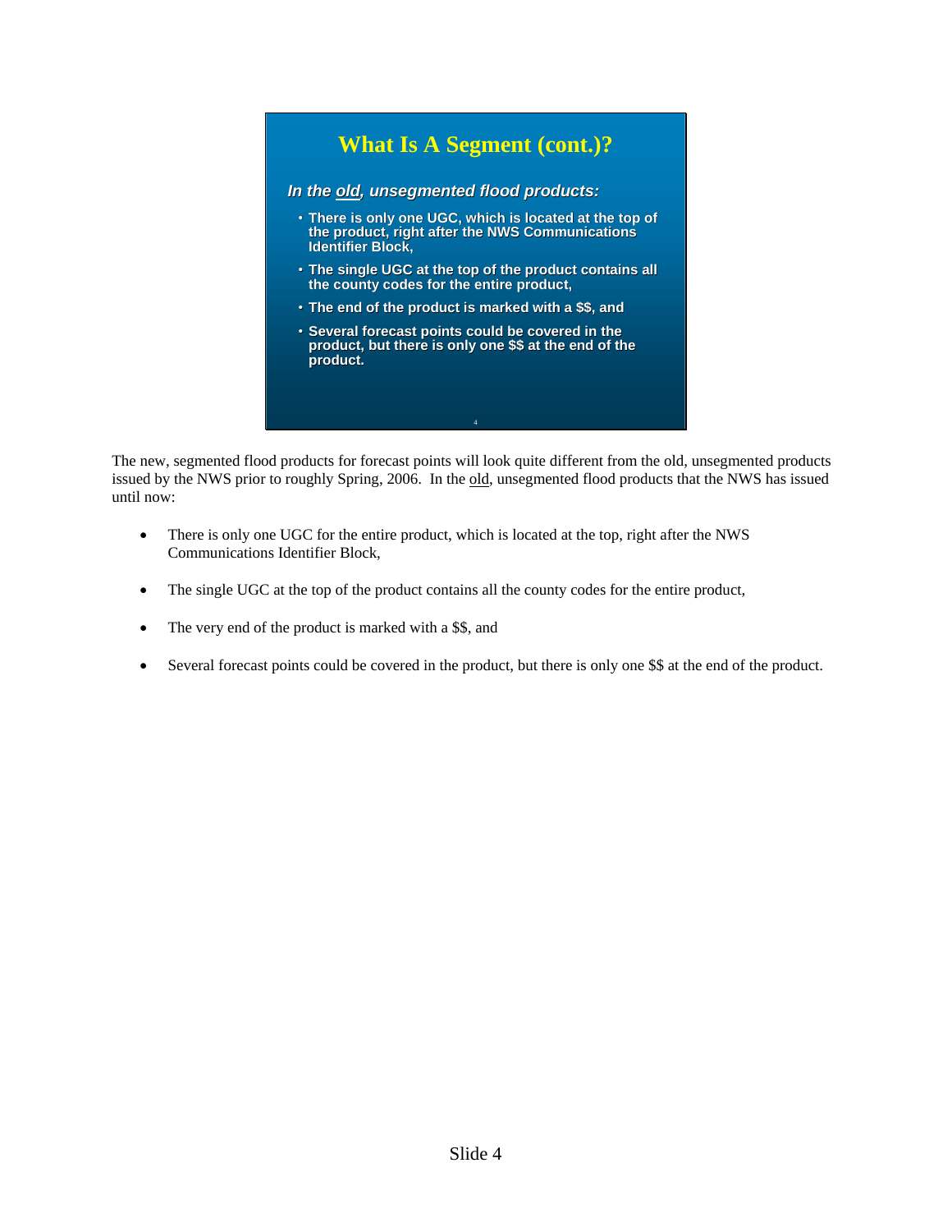## What Is A Segment (cont.)?

***In the <u>old</u>, unsegmented flood products:***

- **There is only one UGC, which is located at the top of the product, right after the NWS Communications Identifier Block,**
- **The single UGC at the top of the product contains all the county codes for the entire product,**
- **The end of the product is marked with a $$, and**
- **Several forecast points could be covered in the product, but there is only one $$ at the end of the product.**

The new, segmented flood products for forecast points will look quite different from the old, unsegmented products issued by the NWS prior to roughly Spring, 2006. In the <u>old</u>, unsegmented flood products that the NWS has issued until now:

- There is only one UGC for the entire product, which is located at the top, right after the NWS Communications Identifier Block,
- The single UGC at the top of the product contains all the county codes for the entire product,
- The very end of the product is marked with a $$, and
- Several forecast points could be covered in the product, but there is only one $$ at the end of the product.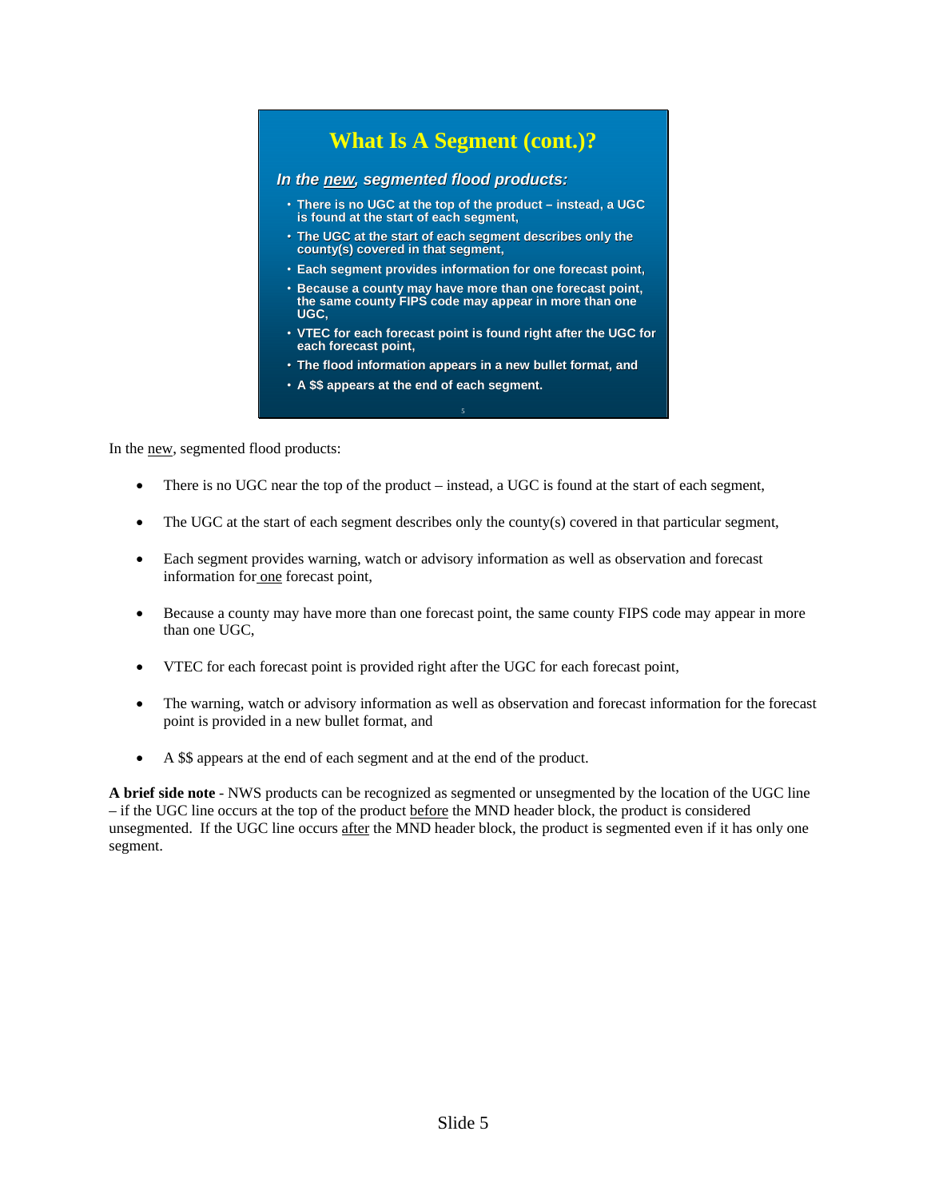## What Is A Segment (cont.)?

***In the new, segmented flood products:***

- There is no UGC at the top of the product – instead, a UGC is found at the start of each segment,
- The UGC at the start of each segment describes only the county(s) covered in that segment,
- Each segment provides information for one forecast point,
- Because a county may have more than one forecast point, the same county FIPS code may appear in more than one UGC,
- VTEC for each forecast point is found right after the UGC for each forecast point,
- The flood information appears in a new bullet format, and
- A $$ appears at the end of each segment.

In the new, segmented flood products:

- There is no UGC near the top of the product – instead, a UGC is found at the start of each segment,
- The UGC at the start of each segment describes only the county(s) covered in that particular segment,
- Each segment provides warning, watch or advisory information as well as observation and forecast information for one forecast point,
- Because a county may have more than one forecast point, the same county FIPS code may appear in more than one UGC,
- VTEC for each forecast point is provided right after the UGC for each forecast point,
- The warning, watch or advisory information as well as observation and forecast information for the forecast point is provided in a new bullet format, and
- A $$ appears at the end of each segment and at the end of the product.

**A brief side note** - NWS products can be recognized as segmented or unsegmented by the location of the UGC line – if the UGC line occurs at the top of the product before the MND header block, the product is considered unsegmented. If the UGC line occurs after the MND header block, the product is segmented even if it has only one segment.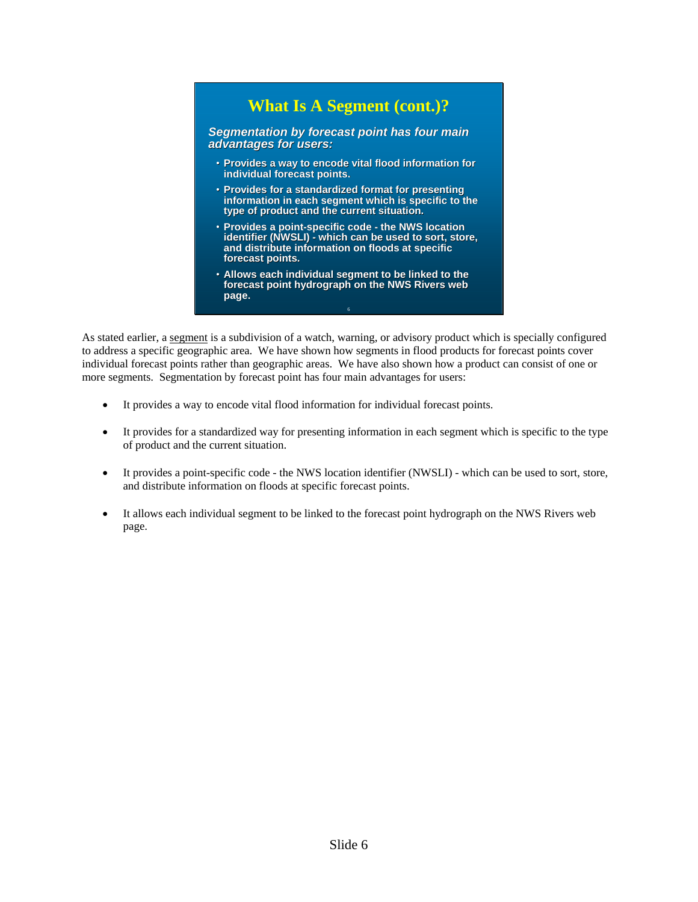## What Is A Segment (cont.)?

*Segmentation by forecast point has four main advantages for users:*

- **Provides a way to encode vital flood information for individual forecast points.**
- **Provides for a standardized format for presenting information in each segment which is specific to the type of product and the current situation.**
- **Provides a point-specific code - the NWS location identifier (NWSLI) - which can be used to sort, store, and distribute information on floods at specific forecast points.**
- **Allows each individual segment to be linked to the forecast point hydrograph on the NWS Rivers web page.**

As stated earlier, a segment is a subdivision of a watch, warning, or advisory product which is specially configured to address a specific geographic area. We have shown how segments in flood products for forecast points cover individual forecast points rather than geographic areas. We have also shown how a product can consist of one or more segments. Segmentation by forecast point has four main advantages for users:

- It provides a way to encode vital flood information for individual forecast points.
- It provides for a standardized way for presenting information in each segment which is specific to the type of product and the current situation.
- It provides a point-specific code - the NWS location identifier (NWSLI) - which can be used to sort, store, and distribute information on floods at specific forecast points.
- It allows each individual segment to be linked to the forecast point hydrograph on the NWS Rivers web page.

Slide 6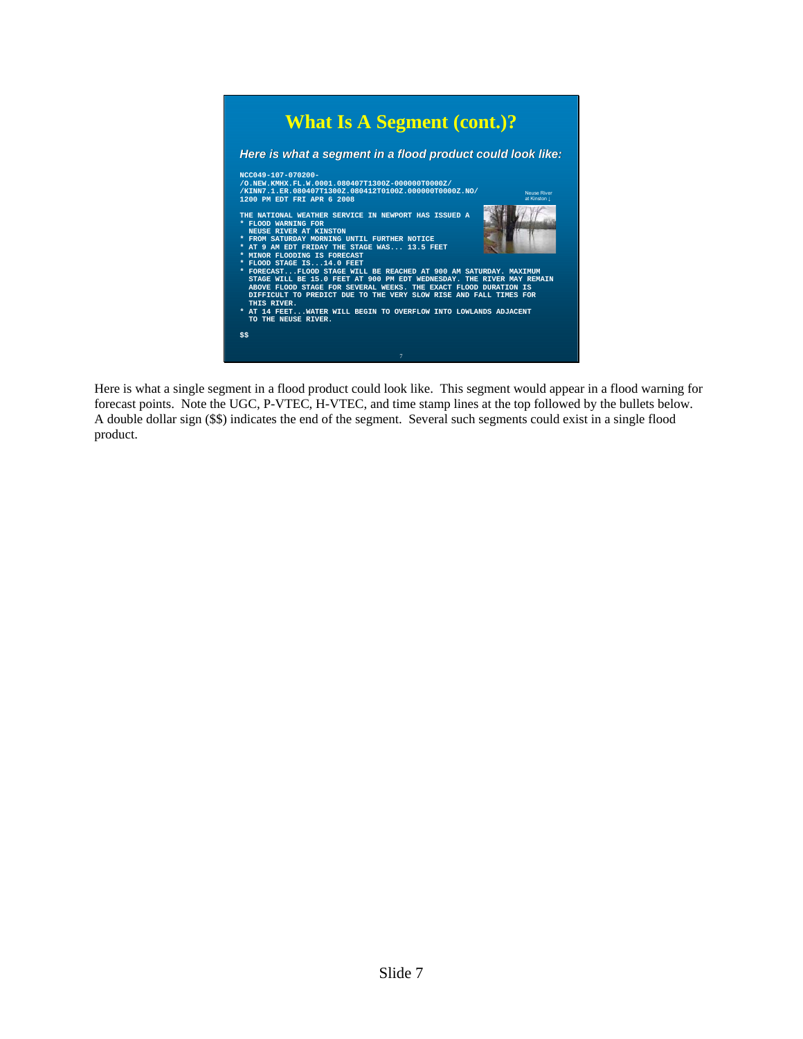# What Is A Segment (cont.)?

***Here is what a segment in a flood product could look like:***

```
NCC049-107-070200-
/O.NEW.KMHX.FL.W.0001.080407T1300Z-000000T0000Z/
/KINN7.1.ER.080407T1300Z.080412T0100Z.000000T0000Z.NO/
1200 PM EDT FRI APR 6 2008

THE NATIONAL WEATHER SERVICE IN NEWPORT HAS ISSUED A
* FLOOD WARNING FOR
  NEUSE RIVER AT KINSTON
* FROM SATURDAY MORNING UNTIL FURTHER NOTICE
* AT 9 AM EDT FRIDAY THE STAGE WAS... 13.5 FEET
* MINOR FLOODING IS FORECAST
* FLOOD STAGE IS...14.0 FEET
* FORECAST...FLOOD STAGE WILL BE REACHED AT 900 AM SATURDAY. MAXIMUM
  STAGE WILL BE 15.0 FEET AT 900 PM EDT WEDNESDAY. THE RIVER MAY REMAIN
  ABOVE FLOOD STAGE FOR SEVERAL WEEKS. THE EXACT FLOOD DURATION IS
  DIFFICULT TO PREDICT DUE TO THE VERY SLOW RISE AND FALL TIMES FOR
  THIS RIVER.
* AT 14 FEET...WATER WILL BEGIN TO OVERFLOW INTO LOWLANDS ADJACENT
  TO THE NEUSE RIVER.

$$
```

Neuse River at Kinston ↓

Here is what a single segment in a flood product could look like. This segment would appear in a flood warning for forecast points. Note the UGC, P-VTEC, H-VTEC, and time stamp lines at the top followed by the bullets below. A double dollar sign ($$) indicates the end of the segment. Several such segments could exist in a single flood product.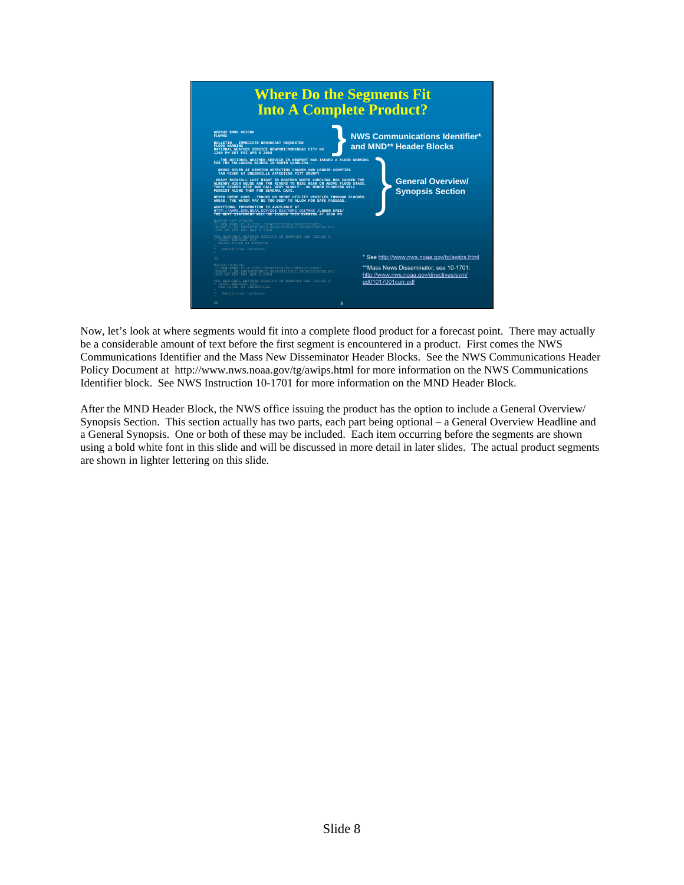## Where Do the Segments Fit Into A Complete Product?

```
WGUS42 KMHX 061600
FLWMHX

BULLETIN - IMMEDIATE BROADCAST REQUESTED
FLOOD WARNING
NATIONAL WEATHER SERVICE NEWPORT/MOREHEAD CITY NC
1200 PM EDT FRI APR 6 2008

...THE NATIONAL WEATHER SERVICE IN NEWPORT HAS ISSUED A FLOOD WARNING
FOR THE FOLLOWING RIVERS IN NORTH CAROLINA...

  NEUSE RIVER AT KINSTON AFFECTING CRAVEN AND LENOIR COUNTIES
  TAR RIVER AT GREENVILLE AFFECTING PITT COUNTY

.HEAVY RAINFALL LAST NIGHT IN EASTERN NORTH CAROLINA HAS CAUSED THE
ALREADY HIGH NEUSE AND TAR RIVERS TO RISE NEAR OR ABOVE FLOOD STAGE.
THESE RIVERS RISE AND FALL VERY SLOWLY...SO MINOR FLOODING WILL
PERSIST ALONG THEM FOR SEVERAL DAYS.

NEVER DRIVE CARS...TRUCKS OR SPORT UTILITY VEHICLES THROUGH FLOODED
AREAS. THE WATER MAY BE TOO DEEP TO ALLOW FOR SAFE PASSAGE.

ADDITIONAL INFORMATION IS AVAILABLE AT
HTTP://AHPS.ERH.NOAA.GOV/CGI-BIN/AHPS.CGI?MHX /LOWER CASE/
THE NEXT STATEMENT WILL BE ISSUED THIS EVENING AT 1000 PM.
```

NWS Communications Identifier* and MND** Header Blocks

General Overview/ Synopsis Section

\* See http://www.nws.noaa.gov/tg/awips.html

\*\*Mass News Disseminator, see 10-1701: http://www.nws.noaa.gov/directives/sym/pd01017001curr.pdf

Now, let's look at where segments would fit into a complete flood product for a forecast point. There may actually be a considerable amount of text before the first segment is encountered in a product. First comes the NWS Communications Identifier and the Mass New Disseminator Header Blocks. See the NWS Communications Header Policy Document at http://www.nws.noaa.gov/tg/awips.html for more information on the NWS Communications Identifier block. See NWS Instruction 10-1701 for more information on the MND Header Block.

After the MND Header Block, the NWS office issuing the product has the option to include a General Overview/ Synopsis Section. This section actually has two parts, each part being optional – a General Overview Headline and a General Synopsis. One or both of these may be included. Each item occurring before the segments are shown using a bold white font in this slide and will be discussed in more detail in later slides. The actual product segments are shown in lighter lettering on this slide.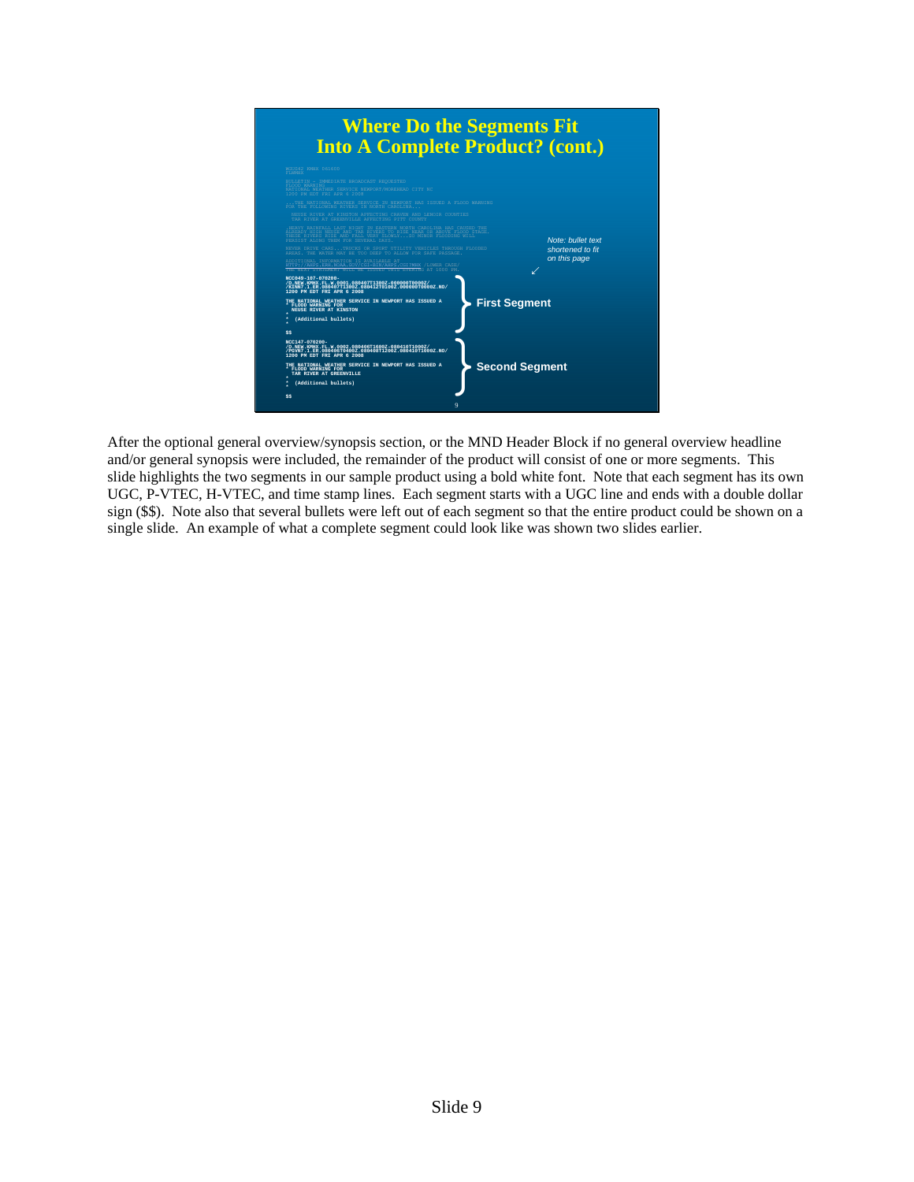## Where Do the Segments Fit Into A Complete Product? (cont.)

```
WGUS42 KMHX 061600
FLWMHX

BULLETIN - IMMEDIATE BROADCAST REQUESTED
FLOOD WARNING
NATIONAL WEATHER SERVICE NEWPORT/MOREHEAD CITY NC
1200 PM EDT FRI APR 6 2008

...THE NATIONAL WEATHER SERVICE IN NEWPORT HAS ISSUED A FLOOD WARNING
FOR THE FOLLOWING RIVERS IN NORTH CAROLINA...

  NEUSE RIVER AT KINSTON AFFECTING CRAVEN AND LENOIR COUNTIES
  TAR RIVER AT GREENVILLE AFFECTING PITT COUNTY

.HEAVY RAINFALL LAST NIGHT IN EASTERN NORTH CAROLINA HAS CAUSED THE
ALREADY HIGH NEUSE AND TAR RIVERS TO RISE NEAR OR ABOVE FLOOD STAGE.
THESE RIVERS RISE AND FALL VERY SLOWLY...SO MINOR FLOODING WILL
PERSIST ALONG THEM FOR SEVERAL DAYS.

NEVER DRIVE CARS...TRUCKS OR SPORT UTILITY VEHICLES THROUGH FLOODED
AREAS. THE WATER MAY BE TOO DEEP TO ALLOW FOR SAFE PASSAGE.

ADDITIONAL INFORMATION IS AVAILABLE AT
HTTP://AHPS.ERH.NOAA.GOV/CGI-BIN/AHPS.CGI?MHX /LOWER CASE/
THE NEXT STATEMENT WILL BE ISSUED THIS EVENING AT 1000 PM.

NCC049-107-070200-
/O.NEW.KMHX.FL.W.0001.080407T1300Z-000000T0000Z/
/KINN7.1.ER.080407T1300Z.080412T0100Z.000000T0000Z.NO/
1200 PM EDT FRI APR 6 2008

THE NATIONAL WEATHER SERVICE IN NEWPORT HAS ISSUED A
* FLOOD WARNING FOR
  NEUSE RIVER AT KINSTON
*
*  (Additional bullets)
*

$$

NCC147-070200-
/O.NEW.KMHX.FL.W.0002.080408T1600Z-080410T1000Z/
/PGVN7.1.ER.080408T0400Z.080408T1200Z.080410T1000Z.NO/
1200 PM EDT FRI APR 6 2008

THE NATIONAL WEATHER SERVICE IN NEWPORT HAS ISSUED A
* FLOOD WARNING FOR
  TAR RIVER AT GREENVILLE
*
*  (Additional bullets)
*

$$
```

*Note: bullet text shortened to fit on this page*

First Segment

Second Segment

After the optional general overview/synopsis section, or the MND Header Block if no general overview headline and/or general synopsis were included, the remainder of the product will consist of one or more segments. This slide highlights the two segments in our sample product using a bold white font. Note that each segment has its own UGC, P-VTEC, H-VTEC, and time stamp lines. Each segment starts with a UGC line and ends with a double dollar sign ($$). Note also that several bullets were left out of each segment so that the entire product could be shown on a single slide. An example of what a complete segment could look like was shown two slides earlier.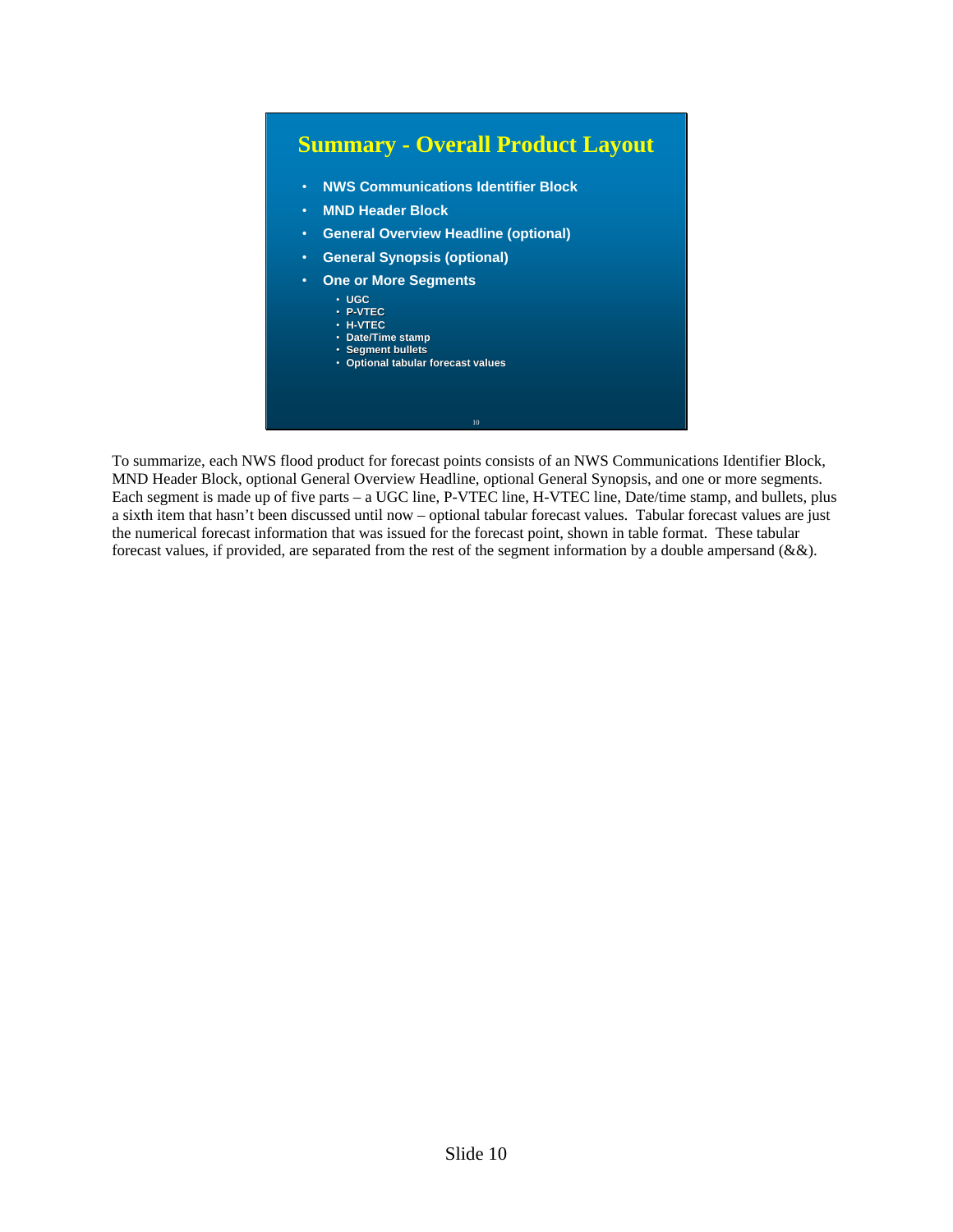## Summary - Overall Product Layout

- NWS Communications Identifier Block
- MND Header Block
- General Overview Headline (optional)
- General Synopsis (optional)
- One or More Segments
  - UGC
  - P-VTEC
  - H-VTEC
  - Date/Time stamp
  - Segment bullets
  - Optional tabular forecast values

To summarize, each NWS flood product for forecast points consists of an NWS Communications Identifier Block, MND Header Block, optional General Overview Headline, optional General Synopsis, and one or more segments. Each segment is made up of five parts – a UGC line, P-VTEC line, H-VTEC line, Date/time stamp, and bullets, plus a sixth item that hasn't been discussed until now – optional tabular forecast values. Tabular forecast values are just the numerical forecast information that was issued for the forecast point, shown in table format. These tabular forecast values, if provided, are separated from the rest of the segment information by a double ampersand (&&).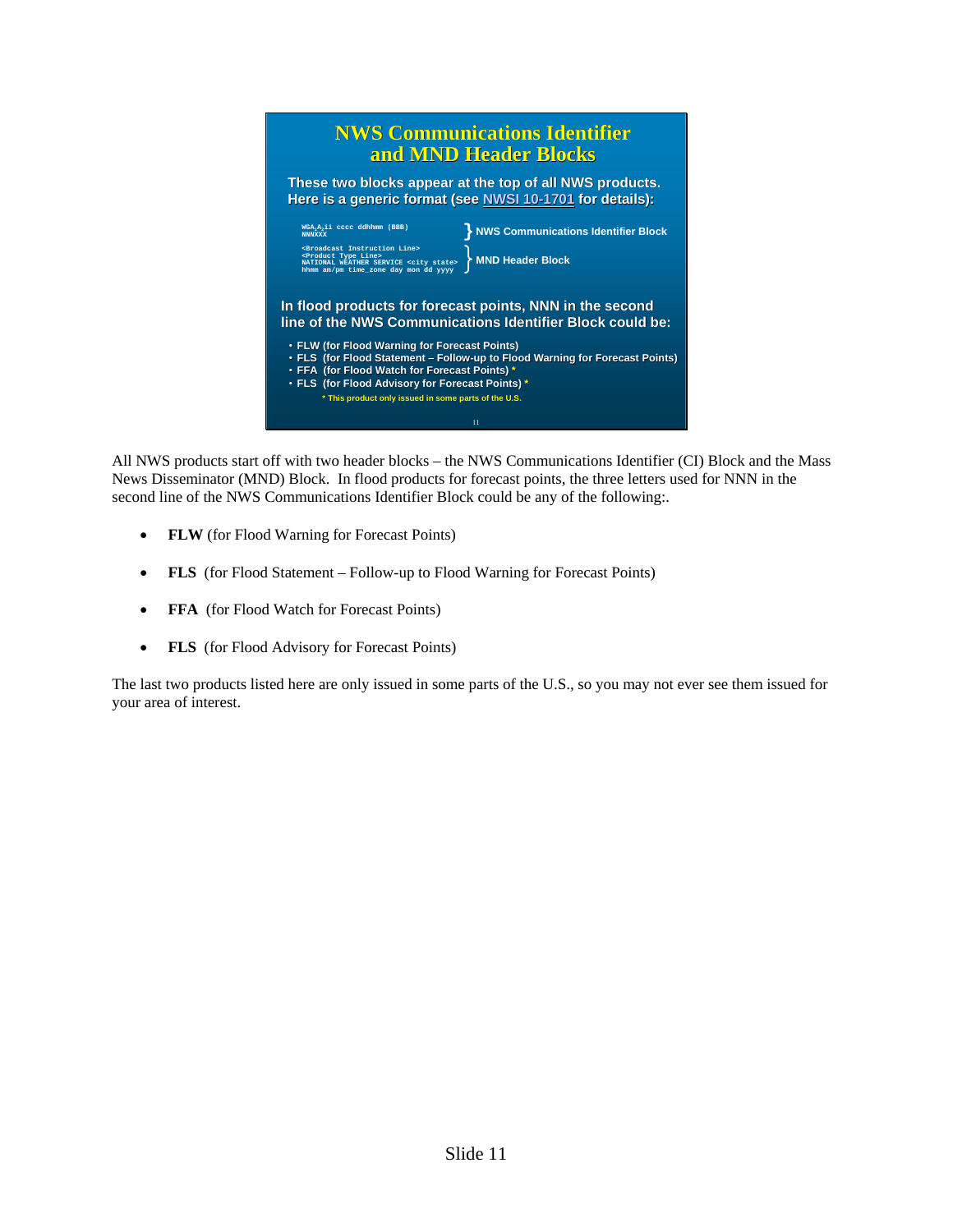## NWS Communications Identifier and MND Header Blocks

These two blocks appear at the top of all NWS products. Here is a generic format (see NWSI 10-1701 for details):

```
WGA,A,ii cccc ddhhmm (BBB)
NNNXXX
```
} NWS Communications Identifier Block

```
<Broadcast Instruction Line>
<Product Type Line>
NATIONAL WEATHER SERVICE <city state>
hhmm am/pm time_zone day mon dd yyyy
```
} MND Header Block

In flood products for forecast points, NNN in the second line of the NWS Communications Identifier Block could be:

- FLW (for Flood Warning for Forecast Points)
- FLS (for Flood Statement – Follow-up to Flood Warning for Forecast Points)
- FFA (for Flood Watch for Forecast Points) *
- FLS (for Flood Advisory for Forecast Points) *

\* This product only issued in some parts of the U.S.

All NWS products start off with two header blocks – the NWS Communications Identifier (CI) Block and the Mass News Disseminator (MND) Block. In flood products for forecast points, the three letters used for NNN in the second line of the NWS Communications Identifier Block could be any of the following:.

- **FLW** (for Flood Warning for Forecast Points)
- **FLS** (for Flood Statement – Follow-up to Flood Warning for Forecast Points)
- **FFA** (for Flood Watch for Forecast Points)
- **FLS** (for Flood Advisory for Forecast Points)

The last two products listed here are only issued in some parts of the U.S., so you may not ever see them issued for your area of interest.

Slide 11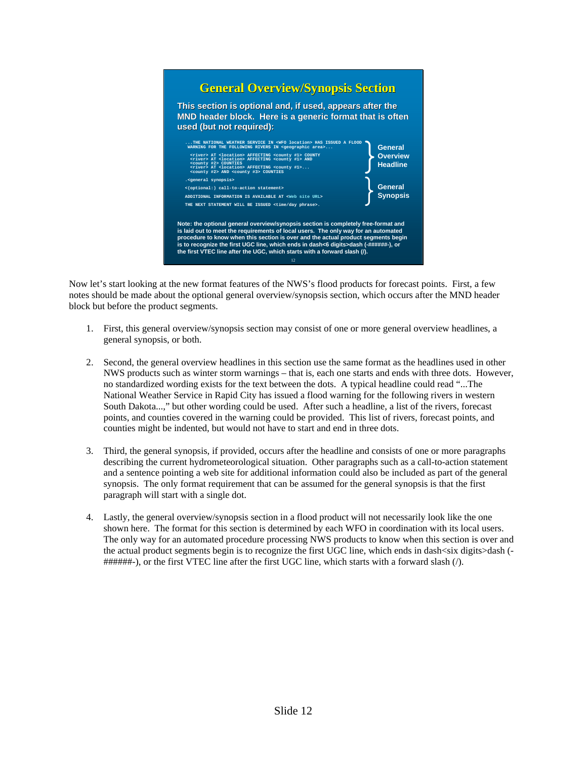## General Overview/Synopsis Section

This section is optional and, if used, appears after the MND header block. Here is a generic format that is often used (but not required):

```
...THE NATIONAL WEATHER SERVICE IN <WFO location> HAS ISSUED A FLOOD
 WARNING FOR THE FOLLOWING RIVERS IN <geographic area>...

  <river> AT <location> AFFECTING <county #1> COUNTY
  <river> AT <location> AFFECTING <county #1> AND
  <county #2> COUNTIES
  <river> AT <location> AFFECTING <county #1>...
  <county #2> AND <county #3> COUNTIES

.<general synopsis>

<(optional:) call-to-action statement>

ADDITIONAL INFORMATION IS AVAILABLE AT <Web site URL>

THE NEXT STATEMENT WILL BE ISSUED <time/day phrase>.
```

General Overview Headline

General Synopsis

Note: the optional general overview/synopsis section is completely free-format and is laid out to meet the requirements of local users. The only way for an automated procedure to know when this section is over and the actual product segments begin is to recognize the first UGC line, which ends in dash<6 digits>dash (-######-), or the first VTEC line after the UGC, which starts with a forward slash (/).

Now let's start looking at the new format features of the NWS's flood products for forecast points. First, a few notes should be made about the optional general overview/synopsis section, which occurs after the MND header block but before the product segments.

1. First, this general overview/synopsis section may consist of one or more general overview headlines, a general synopsis, or both.

2. Second, the general overview headlines in this section use the same format as the headlines used in other NWS products such as winter storm warnings – that is, each one starts and ends with three dots. However, no standardized wording exists for the text between the dots. A typical headline could read "...The National Weather Service in Rapid City has issued a flood warning for the following rivers in western South Dakota...," but other wording could be used. After such a headline, a list of the rivers, forecast points, and counties covered in the warning could be provided. This list of rivers, forecast points, and counties might be indented, but would not have to start and end in three dots.

3. Third, the general synopsis, if provided, occurs after the headline and consists of one or more paragraphs describing the current hydrometeorological situation. Other paragraphs such as a call-to-action statement and a sentence pointing a web site for additional information could also be included as part of the general synopsis. The only format requirement that can be assumed for the general synopsis is that the first paragraph will start with a single dot.

4. Lastly, the general overview/synopsis section in a flood product will not necessarily look like the one shown here. The format for this section is determined by each WFO in coordination with its local users. The only way for an automated procedure processing NWS products to know when this section is over and the actual product segments begin is to recognize the first UGC line, which ends in dash<six digits>dash (-######-), or the first VTEC line after the first UGC line, which starts with a forward slash (/).

Slide 12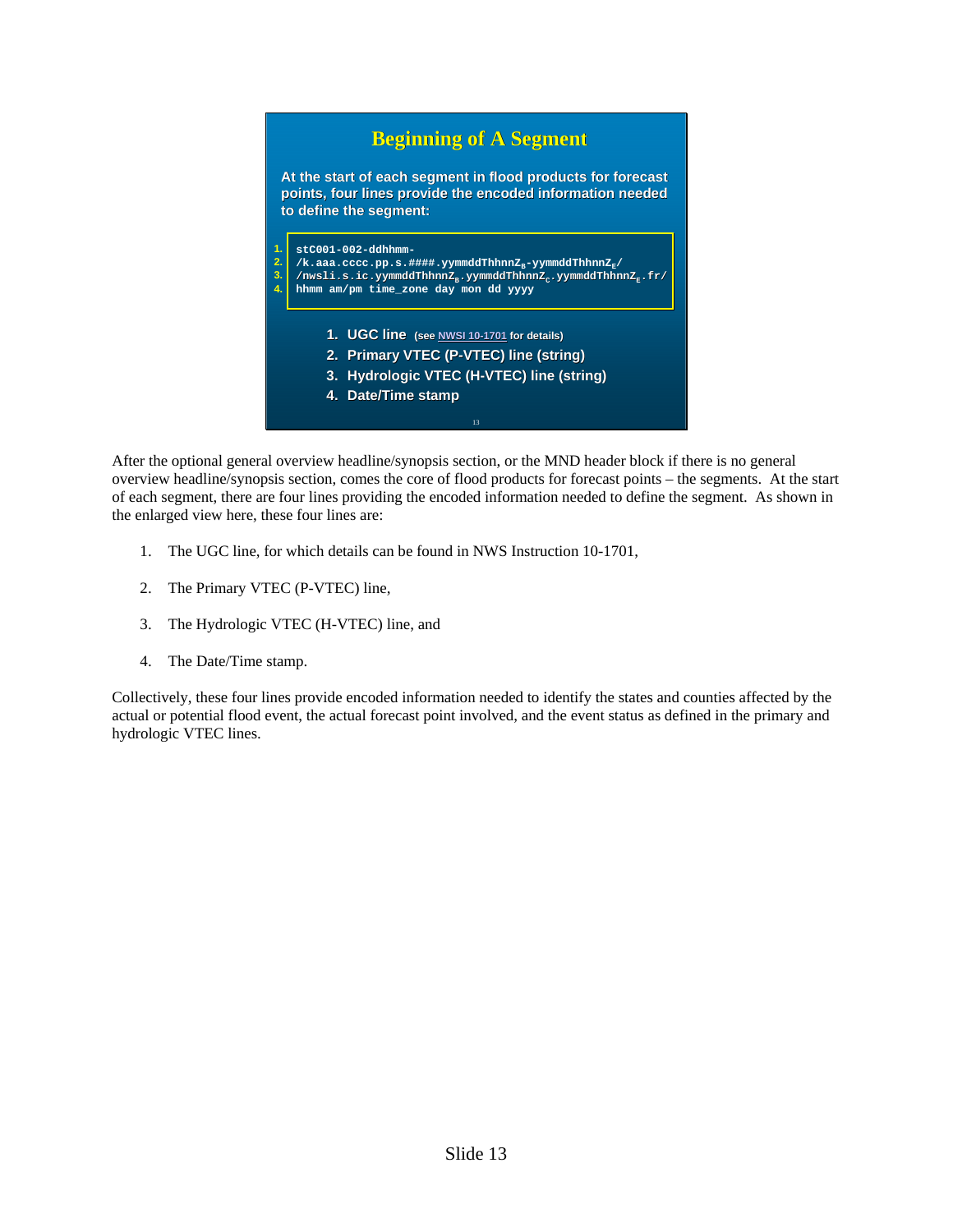## Beginning of A Segment

At the start of each segment in flood products for forecast points, four lines provide the encoded information needed to define the segment:

```
1. stC001-002-ddhhmm-
2. /k.aaa.cccc.pp.s.####.yymmddThhnnZB-yymmddThhnnZE/
3. /nwsli.s.ic.yymmddThhnnZB.yymmddThhnnZC.yymmddThhnnZE.fr/
4. hhmm am/pm time_zone day mon dd yyyy
```

1. UGC line (see NWSI 10-1701 for details)
2. Primary VTEC (P-VTEC) line (string)
3. Hydrologic VTEC (H-VTEC) line (string)
4. Date/Time stamp

After the optional general overview headline/synopsis section, or the MND header block if there is no general overview headline/synopsis section, comes the core of flood products for forecast points – the segments. At the start of each segment, there are four lines providing the encoded information needed to define the segment. As shown in the enlarged view here, these four lines are:

1. The UGC line, for which details can be found in NWS Instruction 10-1701,
2. The Primary VTEC (P-VTEC) line,
3. The Hydrologic VTEC (H-VTEC) line, and
4. The Date/Time stamp.

Collectively, these four lines provide encoded information needed to identify the states and counties affected by the actual or potential flood event, the actual forecast point involved, and the event status as defined in the primary and hydrologic VTEC lines.

Slide 13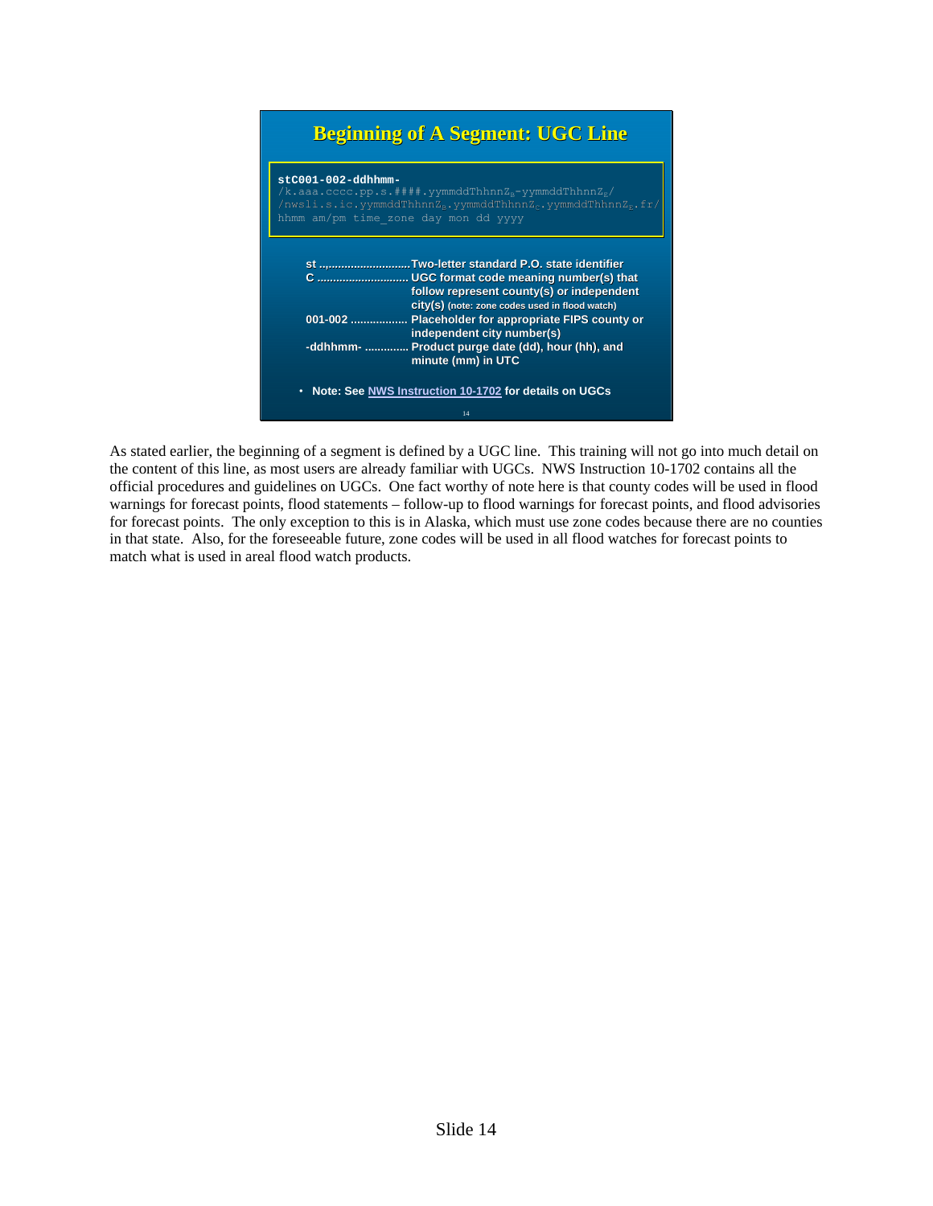## Beginning of A Segment: UGC Line

```
stC001-002-ddhhmm-
/k.aaa.cccc.pp.s.####.yymmddThhnnZB-yymmddThhnnZE/
/nwsli.s.ic.yymmddThhnnZB.yymmddThhnnZC.yymmddThhnnZE.fr/
hhmm am/pm time_zone day mon dd yyyy
```

- **st** .......................... Two-letter standard P.O. state identifier
- **C** ............................ UGC format code meaning number(s) that follow represent county(s) or independent city(s) (note: zone codes used in flood watch)
- **001-002** ................. Placeholder for appropriate FIPS county or independent city number(s)
- **-ddhhmm-** ............. Product purge date (dd), hour (hh), and minute (mm) in UTC

- Note: See NWS Instruction 10-1702 for details on UGCs

As stated earlier, the beginning of a segment is defined by a UGC line. This training will not go into much detail on the content of this line, as most users are already familiar with UGCs. NWS Instruction 10-1702 contains all the official procedures and guidelines on UGCs. One fact worthy of note here is that county codes will be used in flood warnings for forecast points, flood statements – follow-up to flood warnings for forecast points, and flood advisories for forecast points. The only exception to this is in Alaska, which must use zone codes because there are no counties in that state. Also, for the foreseeable future, zone codes will be used in all flood watches for forecast points to match what is used in areal flood watch products.

Slide 14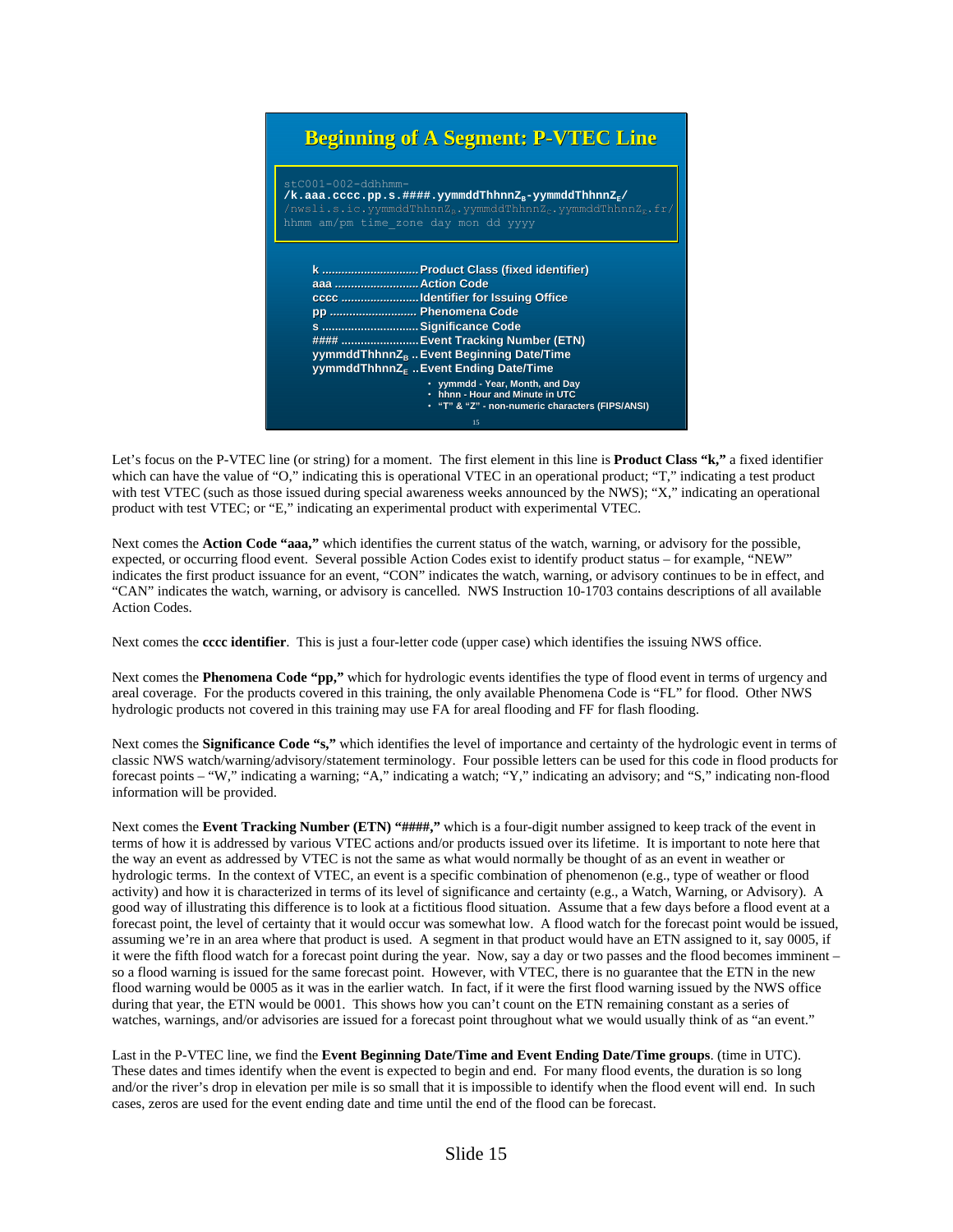## Beginning of A Segment: P-VTEC Line

```
stC001-002-ddhhmm-
/k.aaa.cccc.pp.s.####.yymmddThhnnZB-yymmddThhnnZE/
/nwsli.s.ic.yymmddThhnnZB.yymmddThhnnZC.yymmddThhnnZE.fr/
hhmm am/pm time_zone day mon dd yyyy
```

- **k** ............................. Product Class (fixed identifier)
- **aaa** .......................... Action Code
- **cccc** ........................ Identifier for Issuing Office
- **pp** ........................... Phenomena Code
- **s** ............................. Significance Code
- **####** ........................ Event Tracking Number (ETN)
- **yymmddThhnnZ$_B$** .. Event Beginning Date/Time
- **yymmddThhnnZ$_E$** .. Event Ending Date/Time
  - yymmdd - Year, Month, and Day
  - hhnn - Hour and Minute in UTC
  - "T" & "Z" - non-numeric characters (FIPS/ANSI)

Let's focus on the P-VTEC line (or string) for a moment. The first element in this line is **Product Class "k,"** a fixed identifier which can have the value of "O," indicating this is operational VTEC in an operational product; "T," indicating a test product with test VTEC (such as those issued during special awareness weeks announced by the NWS); "X," indicating an operational product with test VTEC; or "E," indicating an experimental product with experimental VTEC.

Next comes the **Action Code "aaa,"** which identifies the current status of the watch, warning, or advisory for the possible, expected, or occurring flood event. Several possible Action Codes exist to identify product status – for example, "NEW" indicates the first product issuance for an event, "CON" indicates the watch, warning, or advisory continues to be in effect, and "CAN" indicates the watch, warning, or advisory is cancelled. NWS Instruction 10-1703 contains descriptions of all available Action Codes.

Next comes the **cccc identifier**. This is just a four-letter code (upper case) which identifies the issuing NWS office.

Next comes the **Phenomena Code "pp,"** which for hydrologic events identifies the type of flood event in terms of urgency and areal coverage. For the products covered in this training, the only available Phenomena Code is "FL" for flood. Other NWS hydrologic products not covered in this training may use FA for areal flooding and FF for flash flooding.

Next comes the **Significance Code "s,"** which identifies the level of importance and certainty of the hydrologic event in terms of classic NWS watch/warning/advisory/statement terminology. Four possible letters can be used for this code in flood products for forecast points – "W," indicating a warning; "A," indicating a watch; "Y," indicating an advisory; and "S," indicating non-flood information will be provided.

Next comes the **Event Tracking Number (ETN) "####,"** which is a four-digit number assigned to keep track of the event in terms of how it is addressed by various VTEC actions and/or products issued over its lifetime. It is important to note here that the way an event as addressed by VTEC is not the same as what would normally be thought of as an event in weather or hydrologic terms. In the context of VTEC, an event is a specific combination of phenomenon (e.g., type of weather or flood activity) and how it is characterized in terms of its level of significance and certainty (e.g., a Watch, Warning, or Advisory). A good way of illustrating this difference is to look at a fictitious flood situation. Assume that a few days before a flood event at a forecast point, the level of certainty that it would occur was somewhat low. A flood watch for the forecast point would be issued, assuming we're in an area where that product is used. A segment in that product would have an ETN assigned to it, say 0005, if it were the fifth flood watch for a forecast point during the year. Now, say a day or two passes and the flood becomes imminent – so a flood warning is issued for the same forecast point. However, with VTEC, there is no guarantee that the ETN in the new flood warning would be 0005 as it was in the earlier watch. In fact, if it were the first flood warning issued by the NWS office during that year, the ETN would be 0001. This shows how you can't count on the ETN remaining constant as a series of watches, warnings, and/or advisories are issued for a forecast point throughout what we would usually think of as "an event."

Last in the P-VTEC line, we find the **Event Beginning Date/Time and Event Ending Date/Time groups**. (time in UTC). These dates and times identify when the event is expected to begin and end. For many flood events, the duration is so long and/or the river's drop in elevation per mile is so small that it is impossible to identify when the flood event will end. In such cases, zeros are used for the event ending date and time until the end of the flood can be forecast.

Slide 15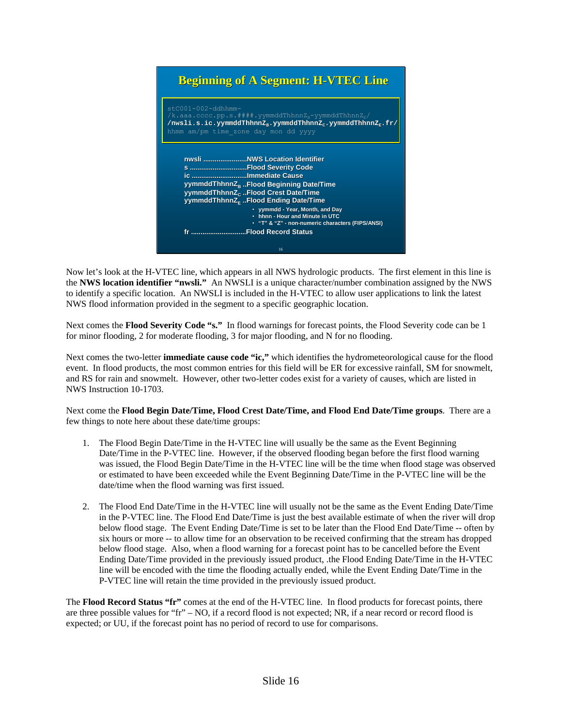## Beginning of A Segment: H-VTEC Line

```
stC001-002-ddhhmm-
/k.aaa.cccc.pp.s.####.yymmddThhnnZB-yymmddThhnnZE/
/nwsli.s.ic.yymmddThhnnZB.yymmddThhnnZC.yymmddThhnnZE.fr/
hhmm am/pm time_zone day mon dd yyyy
```

- nwsli ......................NWS Location Identifier
- s .............................Flood Severity Code
- ic ............................Immediate Cause
- yymmddThhnnZ$_B$ ..Flood Beginning Date/Time
- yymmddThhnnZ$_C$ ..Flood Crest Date/Time
- yymmddThhnnZ$_E$ ..Flood Ending Date/Time
  - yymmdd - Year, Month, and Day
  - hhnn - Hour and Minute in UTC
  - "T" & "Z" - non-numeric characters (FIPS/ANSI)
- fr ............................Flood Record Status

Now let's look at the H-VTEC line, which appears in all NWS hydrologic products. The first element in this line is the **NWS location identifier "nwsli."** An NWSLI is a unique character/number combination assigned by the NWS to identify a specific location. An NWSLI is included in the H-VTEC to allow user applications to link the latest NWS flood information provided in the segment to a specific geographic location.

Next comes the **Flood Severity Code "s."** In flood warnings for forecast points, the Flood Severity code can be 1 for minor flooding, 2 for moderate flooding, 3 for major flooding, and N for no flooding.

Next comes the two-letter **immediate cause code "ic,"** which identifies the hydrometeorological cause for the flood event. In flood products, the most common entries for this field will be ER for excessive rainfall, SM for snowmelt, and RS for rain and snowmelt. However, other two-letter codes exist for a variety of causes, which are listed in NWS Instruction 10-1703.

Next come the **Flood Begin Date/Time, Flood Crest Date/Time, and Flood End Date/Time groups**. There are a few things to note here about these date/time groups:

1. The Flood Begin Date/Time in the H-VTEC line will usually be the same as the Event Beginning Date/Time in the P-VTEC line. However, if the observed flooding began before the first flood warning was issued, the Flood Begin Date/Time in the H-VTEC line will be the time when flood stage was observed or estimated to have been exceeded while the Event Beginning Date/Time in the P-VTEC line will be the date/time when the flood warning was first issued.

2. The Flood End Date/Time in the H-VTEC line will usually not be the same as the Event Ending Date/Time in the P-VTEC line. The Flood End Date/Time is just the best available estimate of when the river will drop below flood stage. The Event Ending Date/Time is set to be later than the Flood End Date/Time -- often by six hours or more -- to allow time for an observation to be received confirming that the stream has dropped below flood stage. Also, when a flood warning for a forecast point has to be cancelled before the Event Ending Date/Time provided in the previously issued product, .the Flood Ending Date/Time in the H-VTEC line will be encoded with the time the flooding actually ended, while the Event Ending Date/Time in the P-VTEC line will retain the time provided in the previously issued product.

The **Flood Record Status "fr"** comes at the end of the H-VTEC line. In flood products for forecast points, there are three possible values for "fr" – NO, if a record flood is not expected; NR, if a near record or record flood is expected; or UU, if the forecast point has no period of record to use for comparisons.

Slide 16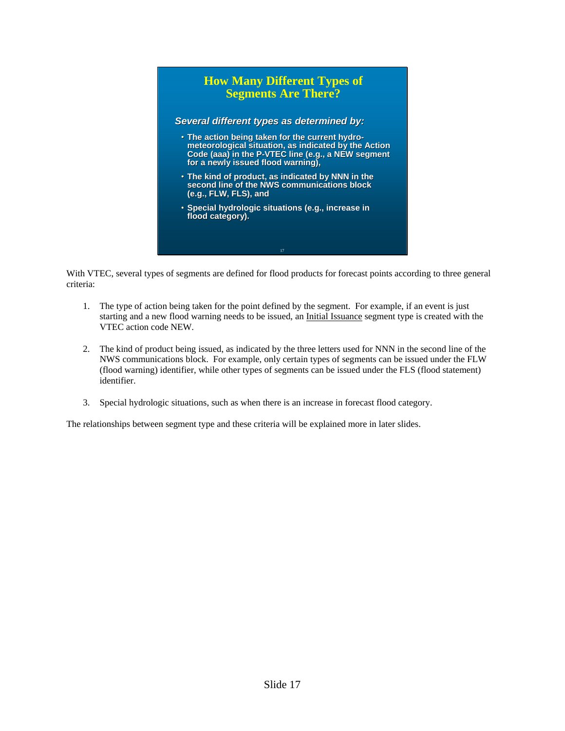## How Many Different Types of Segments Are There?

***Several different types as determined by:***

- **The action being taken for the current hydro-meteorological situation, as indicated by the Action Code (aaa) in the P-VTEC line (e.g., a NEW segment for a newly issued flood warning),**
- **The kind of product, as indicated by NNN in the second line of the NWS communications block (e.g., FLW, FLS), and**
- **Special hydrologic situations (e.g., increase in flood category).**

With VTEC, several types of segments are defined for flood products for forecast points according to three general criteria:

1. The type of action being taken for the point defined by the segment. For example, if an event is just starting and a new flood warning needs to be issued, an <u>Initial Issuance</u> segment type is created with the VTEC action code NEW.

2. The kind of product being issued, as indicated by the three letters used for NNN in the second line of the NWS communications block. For example, only certain types of segments can be issued under the FLW (flood warning) identifier, while other types of segments can be issued under the FLS (flood statement) identifier.

3. Special hydrologic situations, such as when there is an increase in forecast flood category.

The relationships between segment type and these criteria will be explained more in later slides.

Slide 17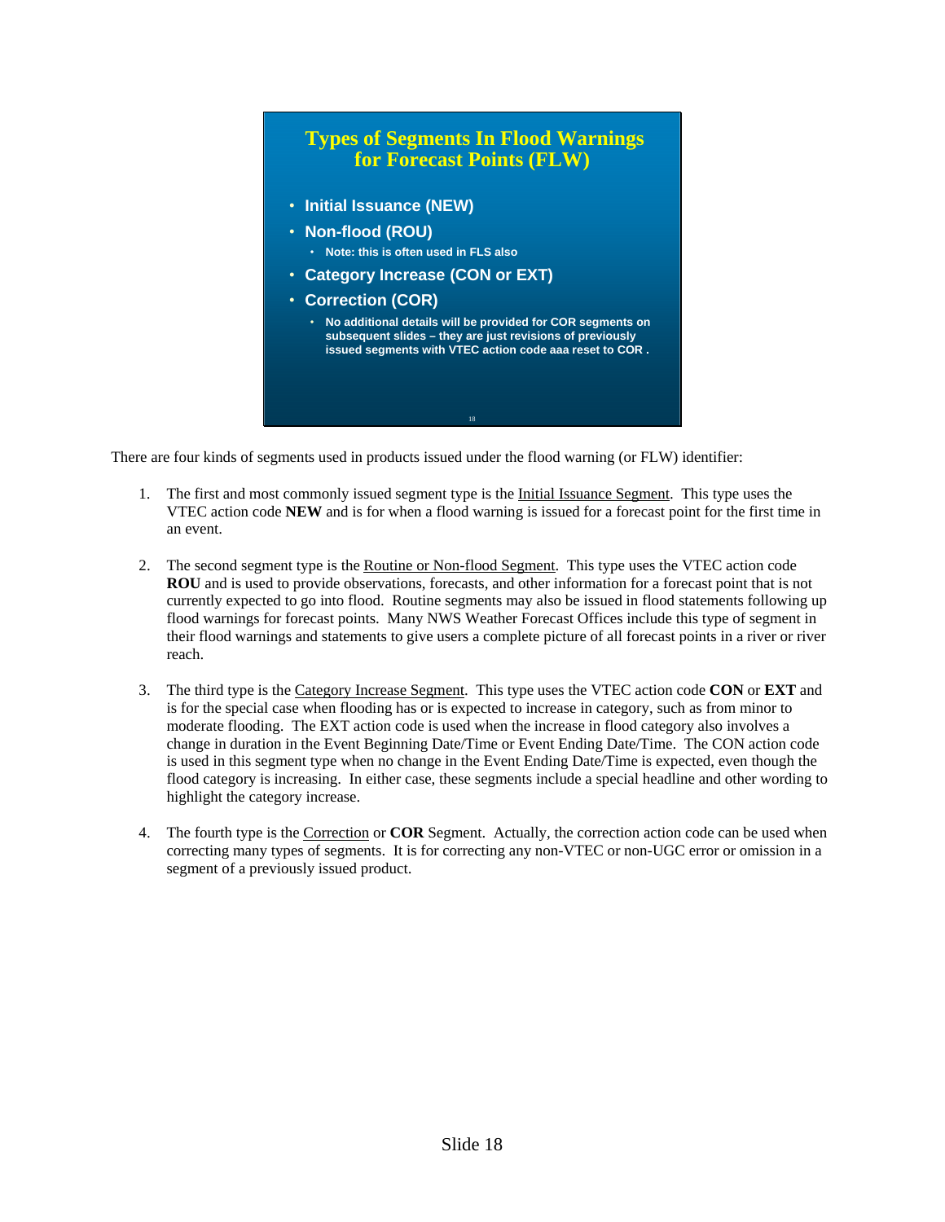## Types of Segments In Flood Warnings for Forecast Points (FLW)

- Initial Issuance (NEW)
- Non-flood (ROU)
  - Note: this is often used in FLS also
- Category Increase (CON or EXT)
- Correction (COR)
  - No additional details will be provided for COR segments on subsequent slides – they are just revisions of previously issued segments with VTEC action code aaa reset to COR .

There are four kinds of segments used in products issued under the flood warning (or FLW) identifier:

1. The first and most commonly issued segment type is the Initial Issuance Segment. This type uses the VTEC action code **NEW** and is for when a flood warning is issued for a forecast point for the first time in an event.

2. The second segment type is the Routine or Non-flood Segment. This type uses the VTEC action code **ROU** and is used to provide observations, forecasts, and other information for a forecast point that is not currently expected to go into flood. Routine segments may also be issued in flood statements following up flood warnings for forecast points. Many NWS Weather Forecast Offices include this type of segment in their flood warnings and statements to give users a complete picture of all forecast points in a river or river reach.

3. The third type is the Category Increase Segment. This type uses the VTEC action code **CON** or **EXT** and is for the special case when flooding has or is expected to increase in category, such as from minor to moderate flooding. The EXT action code is used when the increase in flood category also involves a change in duration in the Event Beginning Date/Time or Event Ending Date/Time. The CON action code is used in this segment type when no change in the Event Ending Date/Time is expected, even though the flood category is increasing. In either case, these segments include a special headline and other wording to highlight the category increase.

4. The fourth type is the Correction or **COR** Segment. Actually, the correction action code can be used when correcting many types of segments. It is for correcting any non-VTEC or non-UGC error or omission in a segment of a previously issued product.

Slide 18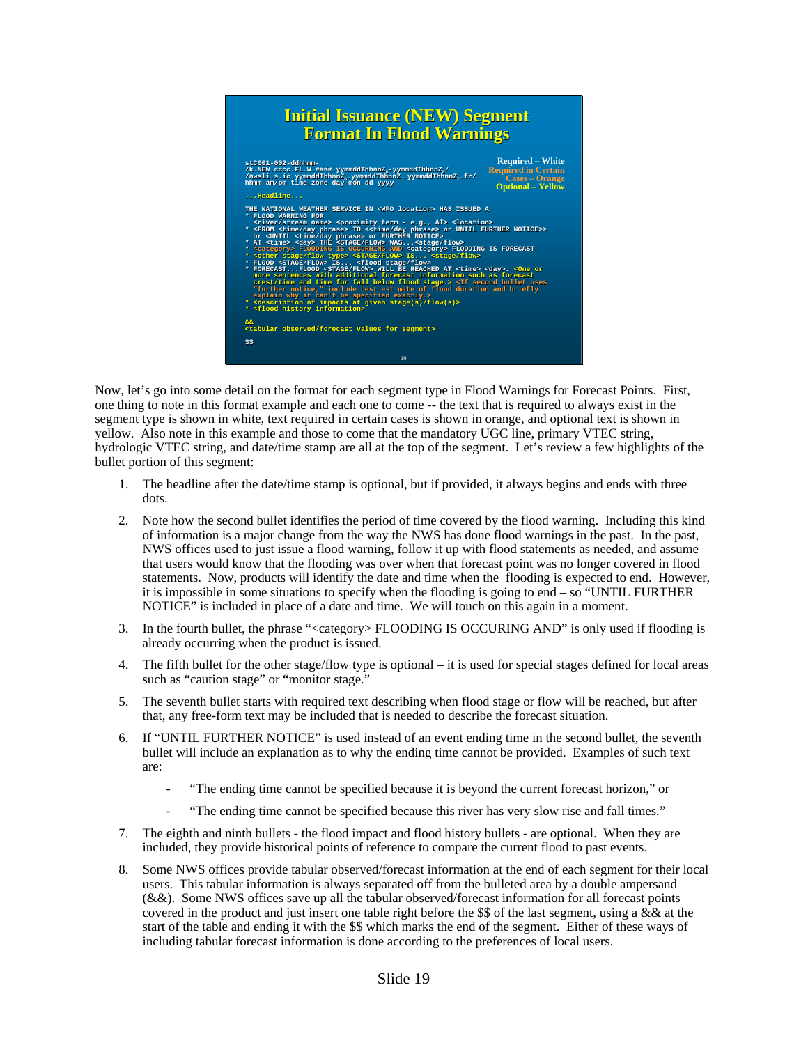## Initial Issuance (NEW) Segment Format In Flood Warnings

Required – White
Required in Certain Cases – Orange
Optional – Yellow

```
stC001-002-ddhhmm-
/k.NEW.cccc.FL.W.####.yymmddThhnnZB-yymmddThhnnZE/
/nwsli.s.ic.yymmddThhnnZB.yymmddThhnnZC.yymmddThhnnZE.fr/
hhmm am/pm time_zone day mon dd yyyy

...Headline...

THE NATIONAL WEATHER SERVICE IN <WFO location> HAS ISSUED A
* FLOOD WARNING FOR
  <river/stream name> <proximity term - e.g., AT> <location>
* <FROM <time/day phrase> TO <<time/day phrase> or UNTIL FURTHER NOTICE>>
  or <UNTIL <time/day phrase> or FURTHER NOTICE>
* AT <time> <day> THE <STAGE/FLOW> WAS...<stage/flow>
* <category> FLOODING IS OCCURRING AND <category> FLOODING IS FORECAST
* <other stage/flow type> <STAGE/FLOW> IS... <stage/flow>
* FLOOD <STAGE/FLOW> IS... <flood stage/flow>
* FORECAST...FLOOD <STAGE/FLOW> WILL BE REACHED AT <time> <day>. <One or
  more sentences with additional forecast information such as forecast
  crest/time and time for fall below flood stage.> <If second bullet uses
  "further notice," include best estimate of flood duration and briefly
  explain why it can't be specified exactly.>
* <description of impacts at given stage(s)/flow(s)>
* <flood history information>

&&
<tabular observed/forecast values for segment>

$$
```

Now, let's go into some detail on the format for each segment type in Flood Warnings for Forecast Points. First, one thing to note in this format example and each one to come -- the text that is required to always exist in the segment type is shown in white, text required in certain cases is shown in orange, and optional text is shown in yellow. Also note in this example and those to come that the mandatory UGC line, primary VTEC string, hydrologic VTEC string, and date/time stamp are all at the top of the segment. Let's review a few highlights of the bullet portion of this segment:

1. The headline after the date/time stamp is optional, but if provided, it always begins and ends with three dots.

2. Note how the second bullet identifies the period of time covered by the flood warning. Including this kind of information is a major change from the way the NWS has done flood warnings in the past. In the past, NWS offices used to just issue a flood warning, follow it up with flood statements as needed, and assume that users would know that the flooding was over when that forecast point was no longer covered in flood statements. Now, products will identify the date and time when the flooding is expected to end. However, it is impossible in some situations to specify when the flooding is going to end – so "UNTIL FURTHER NOTICE" is included in place of a date and time. We will touch on this again in a moment.

3. In the fourth bullet, the phrase "<category> FLOODING IS OCCURING AND" is only used if flooding is already occurring when the product is issued.

4. The fifth bullet for the other stage/flow type is optional – it is used for special stages defined for local areas such as "caution stage" or "monitor stage."

5. The seventh bullet starts with required text describing when flood stage or flow will be reached, but after that, any free-form text may be included that is needed to describe the forecast situation.

6. If "UNTIL FURTHER NOTICE" is used instead of an event ending time in the second bullet, the seventh bullet will include an explanation as to why the ending time cannot be provided. Examples of such text are:

   - "The ending time cannot be specified because it is beyond the current forecast horizon," or
   - "The ending time cannot be specified because this river has very slow rise and fall times."

7. The eighth and ninth bullets - the flood impact and flood history bullets - are optional. When they are included, they provide historical points of reference to compare the current flood to past events.

8. Some NWS offices provide tabular observed/forecast information at the end of each segment for their local users. This tabular information is always separated off from the bulleted area by a double ampersand (&&). Some NWS offices save up all the tabular observed/forecast information for all forecast points covered in the product and just insert one table right before the $$ of the last segment, using a && at the start of the table and ending it with the $$ which marks the end of the segment. Either of these ways of including tabular forecast information is done according to the preferences of local users.

Slide 19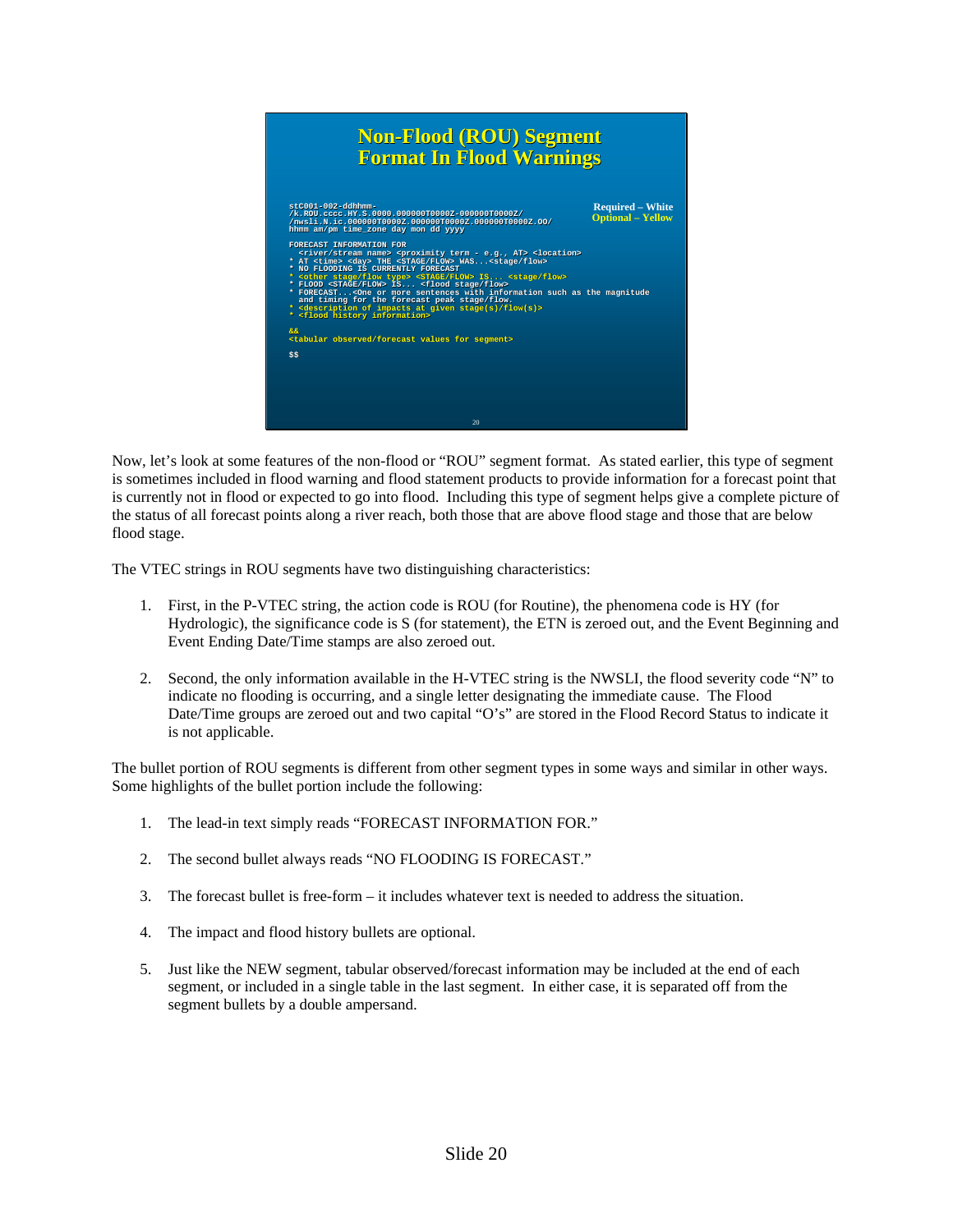## Non-Flood (ROU) Segment Format In Flood Warnings

Required – White
Optional – Yellow

```
stC001-002-ddhhmm-
/k.ROU.cccc.HY.S.0000.000000T0000Z-000000T0000Z/
/nwsli.N.ic.000000T0000Z.000000T0000Z.000000T0000Z.OO/
hhmm am/pm time_zone day mon dd yyyy

FORECAST INFORMATION FOR
  <river/stream name> <proximity term - e.g., AT> <location>
* AT <time> <day> THE <STAGE/FLOW> WAS...<stage/flow>
* NO FLOODING IS CURRENTLY FORECAST
* <other stage/flow type> <STAGE/FLOW> IS... <stage/flow>
* FLOOD <STAGE/FLOW> IS... <flood stage/flow>
* FORECAST...<One or more sentences with information such as the magnitude
  and timing for the forecast peak stage/flow.
* <description of impacts at given stage(s)/flow(s)>
* <flood history information>

&&
<tabular observed/forecast values for segment>

$$
```

Now, let's look at some features of the non-flood or "ROU" segment format. As stated earlier, this type of segment is sometimes included in flood warning and flood statement products to provide information for a forecast point that is currently not in flood or expected to go into flood. Including this type of segment helps give a complete picture of the status of all forecast points along a river reach, both those that are above flood stage and those that are below flood stage.

The VTEC strings in ROU segments have two distinguishing characteristics:

1. First, in the P-VTEC string, the action code is ROU (for Routine), the phenomena code is HY (for Hydrologic), the significance code is S (for statement), the ETN is zeroed out, and the Event Beginning and Event Ending Date/Time stamps are also zeroed out.

2. Second, the only information available in the H-VTEC string is the NWSLI, the flood severity code "N" to indicate no flooding is occurring, and a single letter designating the immediate cause. The Flood Date/Time groups are zeroed out and two capital "O's" are stored in the Flood Record Status to indicate it is not applicable.

The bullet portion of ROU segments is different from other segment types in some ways and similar in other ways. Some highlights of the bullet portion include the following:

1. The lead-in text simply reads "FORECAST INFORMATION FOR."

2. The second bullet always reads "NO FLOODING IS FORECAST."

3. The forecast bullet is free-form – it includes whatever text is needed to address the situation.

4. The impact and flood history bullets are optional.

5. Just like the NEW segment, tabular observed/forecast information may be included at the end of each segment, or included in a single table in the last segment. In either case, it is separated off from the segment bullets by a double ampersand.

Slide 20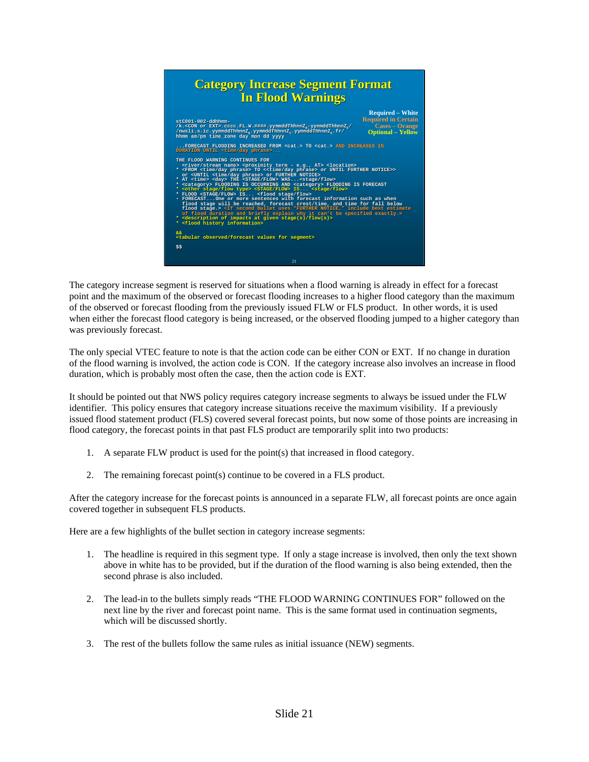## Category Increase Segment Format In Flood Warnings

Required – White
Required in Certain Cases – Orange
Optional – Yellow

```
stC001-002-ddhhmm-
/k.<CON or EXT>.cccc.FL.W.####.yymmddThhnnZB-yymmddThhnnZE/
/nwsli.s.ic.yymmddThhnnZB.yymmddThhnnZC.yymmddThhnnZE.fr/
hhmm am/pm time_zone day mon dd yyyy

...FORECAST FLOODING INCREASED FROM <cat.> TO <cat.> AND INCREASED IN
DURATION UNTIL <time/day phrase>...

THE FLOOD WARNING CONTINUES FOR
  <river/stream name> <proximity term - e.g., AT> <location>
* <FROM <time/day phrase> TO <<time/day phrase> or UNTIL FURTHER NOTICE>>
  or <UNTIL <time/day phrase> or FURTHER NOTICE>
* AT <time> <day> THE <STAGE/FLOW> WAS...<stage/flow>
* <category> FLOODING IS OCCURRING AND <category> FLOODING IS FORECAST
* <other stage/flow type> <STAGE/FLOW> IS... <stage/flow>
* FLOOD <STAGE/FLOW> IS... <flood stage/flow>
- FORECAST...One or more sentences with forecast information such as when
  flood stage will be reached, forecast crest/time, and time for fall below
  flood stage.> <If second bullet uses "FURTHER NOTICE," include best estimate
  of flood duration and briefly explain why it can't be specified exactly.>
* <description of impacts at given stage(s)/flow(s)>
* <flood history information>

&&
<tabular observed/forecast values for segment>

$$
```

The category increase segment is reserved for situations when a flood warning is already in effect for a forecast point and the maximum of the observed or forecast flooding increases to a higher flood category than the maximum of the observed or forecast flooding from the previously issued FLW or FLS product. In other words, it is used when either the forecast flood category is being increased, or the observed flooding jumped to a higher category than was previously forecast.

The only special VTEC feature to note is that the action code can be either CON or EXT. If no change in duration of the flood warning is involved, the action code is CON. If the category increase also involves an increase in flood duration, which is probably most often the case, then the action code is EXT.

It should be pointed out that NWS policy requires category increase segments to always be issued under the FLW identifier. This policy ensures that category increase situations receive the maximum visibility. If a previously issued flood statement product (FLS) covered several forecast points, but now some of those points are increasing in flood category, the forecast points in that past FLS product are temporarily split into two products:

1. A separate FLW product is used for the point(s) that increased in flood category.

2. The remaining forecast point(s) continue to be covered in a FLS product.

After the category increase for the forecast points is announced in a separate FLW, all forecast points are once again covered together in subsequent FLS products.

Here are a few highlights of the bullet section in category increase segments:

1. The headline is required in this segment type. If only a stage increase is involved, then only the text shown above in white has to be provided, but if the duration of the flood warning is also being extended, then the second phrase is also included.

2. The lead-in to the bullets simply reads "THE FLOOD WARNING CONTINUES FOR" followed on the next line by the river and forecast point name. This is the same format used in continuation segments, which will be discussed shortly.

3. The rest of the bullets follow the same rules as initial issuance (NEW) segments.

Slide 21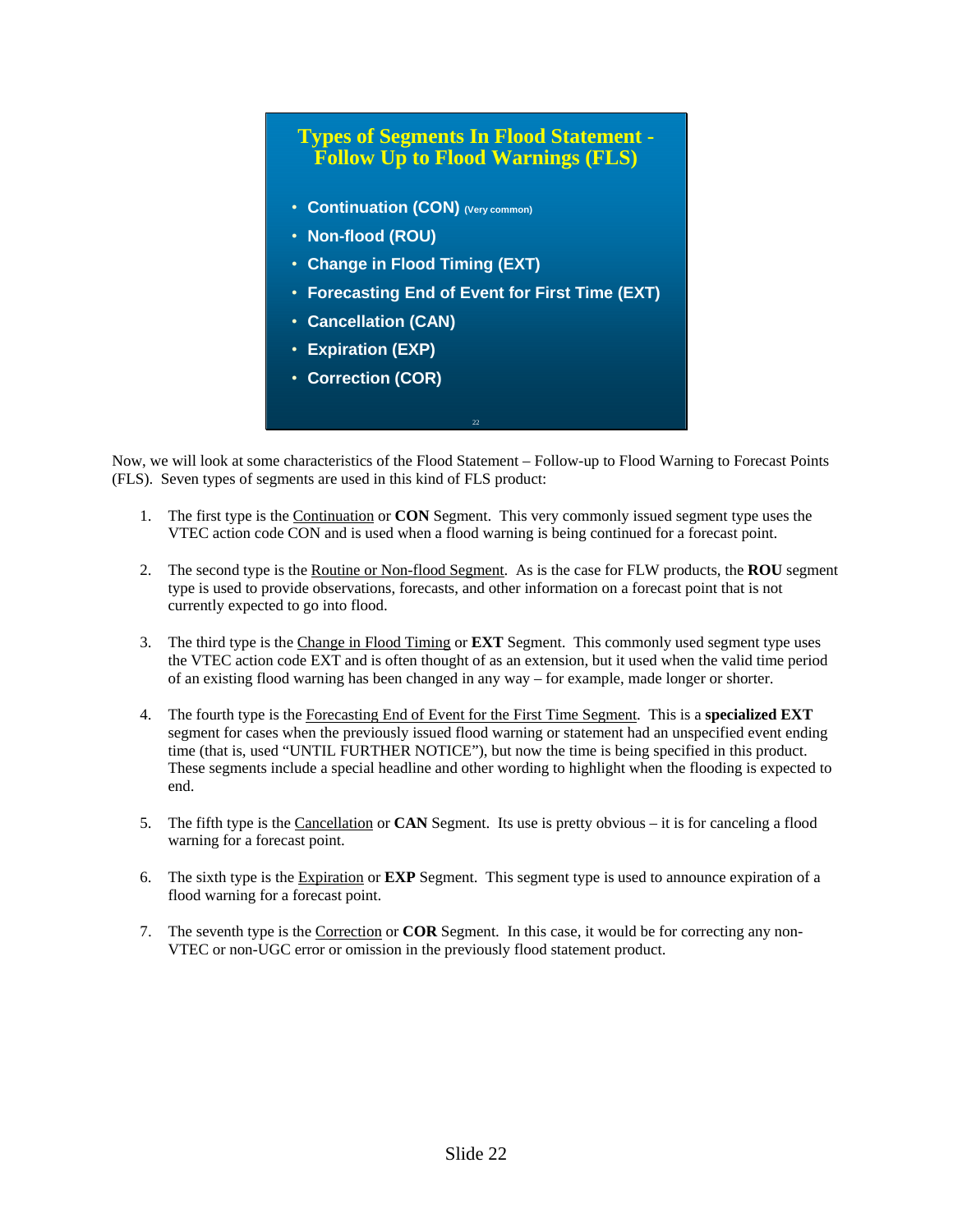## Types of Segments In Flood Statement - Follow Up to Flood Warnings (FLS)

- Continuation (CON) (Very common)
- Non-flood (ROU)
- Change in Flood Timing (EXT)
- Forecasting End of Event for First Time (EXT)
- Cancellation (CAN)
- Expiration (EXP)
- Correction (COR)

Now, we will look at some characteristics of the Flood Statement – Follow-up to Flood Warning to Forecast Points (FLS). Seven types of segments are used in this kind of FLS product:

1. The first type is the Continuation or **CON** Segment. This very commonly issued segment type uses the VTEC action code CON and is used when a flood warning is being continued for a forecast point.

2. The second type is the Routine or Non-flood Segment. As is the case for FLW products, the **ROU** segment type is used to provide observations, forecasts, and other information on a forecast point that is not currently expected to go into flood.

3. The third type is the Change in Flood Timing or **EXT** Segment. This commonly used segment type uses the VTEC action code EXT and is often thought of as an extension, but it used when the valid time period of an existing flood warning has been changed in any way – for example, made longer or shorter.

4. The fourth type is the Forecasting End of Event for the First Time Segment. This is a **specialized EXT** segment for cases when the previously issued flood warning or statement had an unspecified event ending time (that is, used "UNTIL FURTHER NOTICE"), but now the time is being specified in this product. These segments include a special headline and other wording to highlight when the flooding is expected to end.

5. The fifth type is the Cancellation or **CAN** Segment. Its use is pretty obvious – it is for canceling a flood warning for a forecast point.

6. The sixth type is the Expiration or **EXP** Segment. This segment type is used to announce expiration of a flood warning for a forecast point.

7. The seventh type is the Correction or **COR** Segment. In this case, it would be for correcting any non-VTEC or non-UGC error or omission in the previously flood statement product.

Slide 22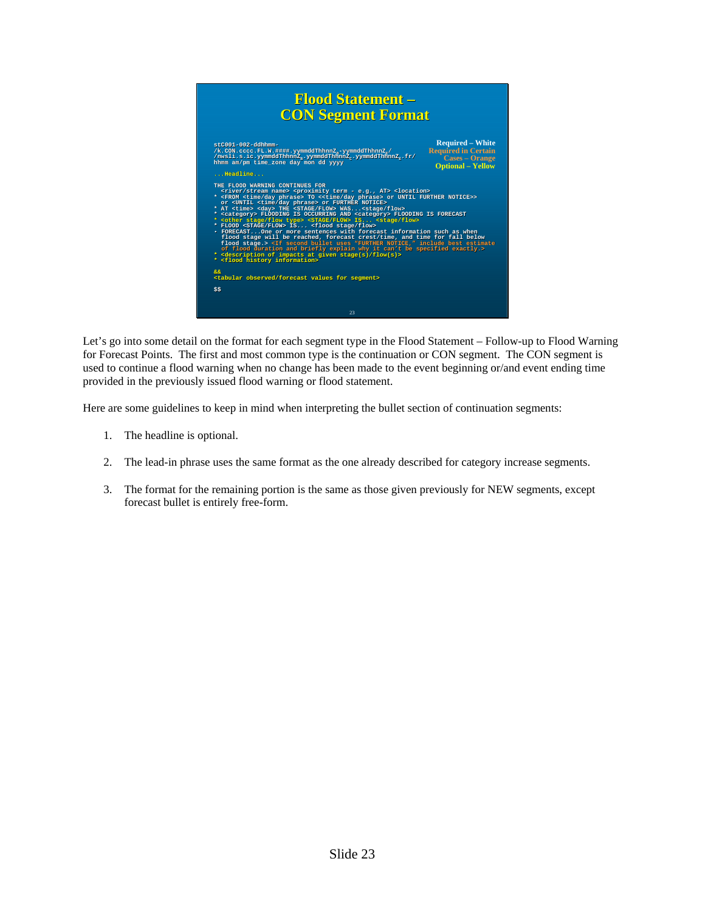# Flood Statement – CON Segment Format

Required – White
Required in Certain Cases – Orange
Optional – Yellow

```
stC001-002-ddhhmm-
/k.CON.cccc.FL.W.####.yymmddThhnnZB-yymmddThhnnZE/
/nwsli.s.ic.yymmddThhnnZB.yymmddThhnnZC.yymmddThhnnZE.fr/
hhmm am/pm time_zone day mon dd yyyy

...Headline...

THE FLOOD WARNING CONTINUES FOR
  <river/stream name> <proximity term - e.g., AT> <location>
* <FROM <time/day phrase> TO <<time/day phrase> or UNTIL FURTHER NOTICE>>
  or <UNTIL <time/day phrase> or FURTHER NOTICE>
* AT <time> <day> THE <STAGE/FLOW> WAS...<stage/flow>
* <category> FLOODING IS OCCURRING AND <category> FLOODING IS FORECAST
* <other stage/flow type> <STAGE/FLOW> IS... <stage/flow>
* FLOOD <STAGE/FLOW> IS... <flood stage/flow>
• FORECAST...One or more sentences with forecast information such as when
  flood stage will be reached, forecast crest/time, and time for fall below
  flood stage.> <If second bullet uses "FURTHER NOTICE," include best estimate
  of flood duration and briefly explain why it can't be specified exactly.>
* <description of impacts at given stage(s)/flow(s)>
* <flood history information>

&&
<tabular observed/forecast values for segment>

$$
```

Let's go into some detail on the format for each segment type in the Flood Statement – Follow-up to Flood Warning for Forecast Points. The first and most common type is the continuation or CON segment. The CON segment is used to continue a flood warning when no change has been made to the event beginning or/and event ending time provided in the previously issued flood warning or flood statement.

Here are some guidelines to keep in mind when interpreting the bullet section of continuation segments:

1. The headline is optional.

2. The lead-in phrase uses the same format as the one already described for category increase segments.

3. The format for the remaining portion is the same as those given previously for NEW segments, except forecast bullet is entirely free-form.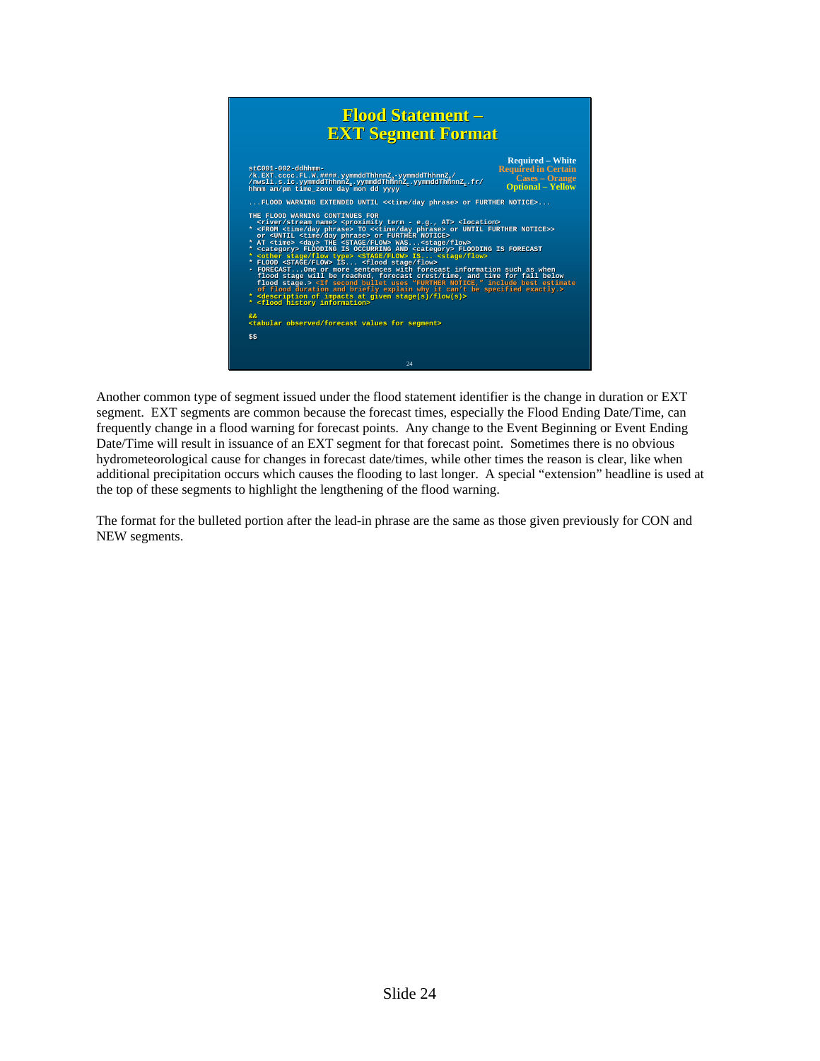# Flood Statement – EXT Segment Format

Required – White
Required in Certain Cases – Orange
Optional – Yellow

```
stC001-002-ddhhmm-
/k.EXT.cccc.FL.W.####.yymmddThhnnZB-yymmddThhnnZE/
/nwsli.s.ic.yymmddThhnnZB.yymmddThhnnZC.yymmddThhnnZE.fr/
hhmm am/pm time_zone day mon dd yyyy

...FLOOD WARNING EXTENDED UNTIL <<time/day phrase> or FURTHER NOTICE>...

THE FLOOD WARNING CONTINUES FOR
  <river/stream name> <proximity term - e.g., AT> <location>
* <FROM <time/day phrase> TO <<time/day phrase> or UNTIL FURTHER NOTICE>>
  or <UNTIL <time/day phrase> or FURTHER NOTICE>
* AT <time> <day> THE <STAGE/FLOW> WAS...<stage/flow>
* <category> FLOODING IS OCCURRING AND <category> FLOODING IS FORECAST
* <other stage/flow type> <STAGE/FLOW> IS... <stage/flow>
* FLOOD <STAGE/FLOW> IS... <flood stage/flow>
• FORECAST...One or more sentences with forecast information such as when
  flood stage will be reached, forecast crest/time, and time for fall below
  flood stage.> <If second bullet uses "FURTHER NOTICE," include best estimate
  of flood duration and briefly explain why it can't be specified exactly.>
* <description of impacts at given stage(s)/flow(s)>
* <flood history information>

&&
<tabular observed/forecast values for segment>

$$
```

Another common type of segment issued under the flood statement identifier is the change in duration or EXT segment. EXT segments are common because the forecast times, especially the Flood Ending Date/Time, can frequently change in a flood warning for forecast points. Any change to the Event Beginning or Event Ending Date/Time will result in issuance of an EXT segment for that forecast point. Sometimes there is no obvious hydrometeorological cause for changes in forecast date/times, while other times the reason is clear, like when additional precipitation occurs which causes the flooding to last longer. A special "extension" headline is used at the top of these segments to highlight the lengthening of the flood warning.

The format for the bulleted portion after the lead-in phrase are the same as those given previously for CON and NEW segments.

Slide 24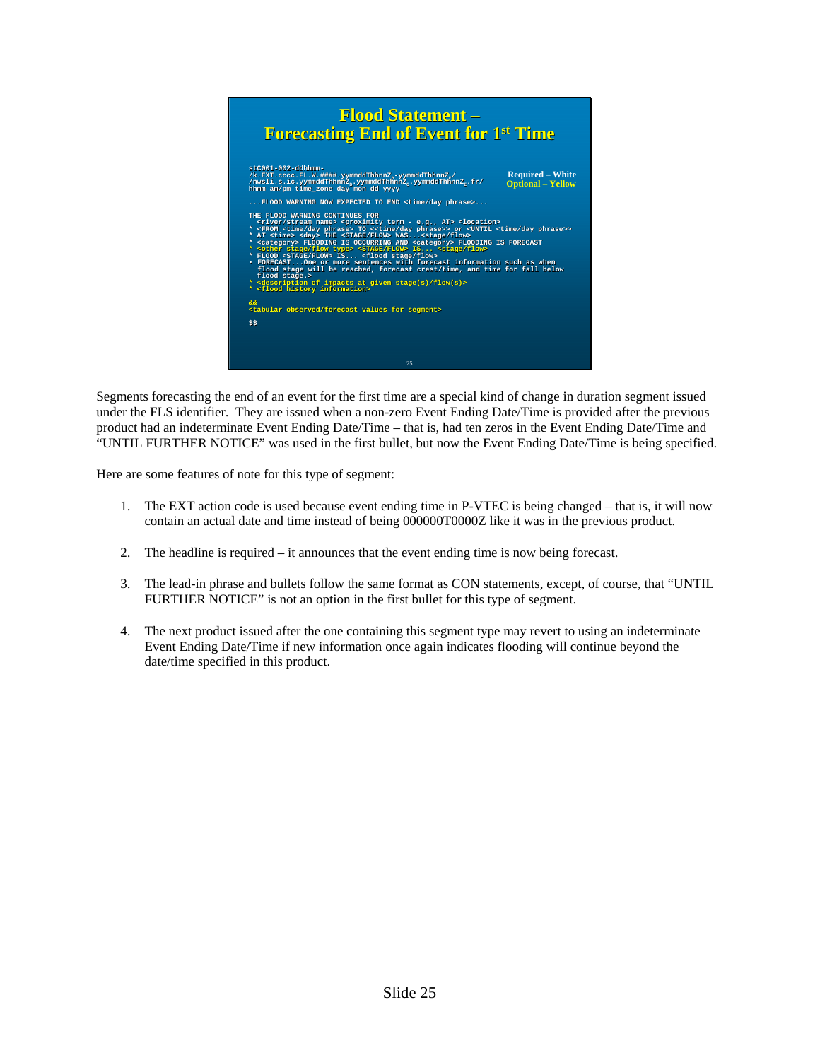## Flood Statement – Forecasting End of Event for 1st Time

Required – White
Optional – Yellow

```
stC001-002-ddhhmm-
/k.EXT.cccc.FL.W.####.yymmddThhnnZB-yymmddThhnnZE/
/nwsli.s.ic.yymmddThhnnZB.yymmddThhnnZC.yymmddThhnnZE.fr/
hhmm am/pm time_zone day mon dd yyyy

...FLOOD WARNING NOW EXPECTED TO END <time/day phrase>...

THE FLOOD WARNING CONTINUES FOR
  <river/stream name> <proximity term - e.g., AT> <location>
* <FROM <time/day phrase> TO <<time/day phrase>> or <UNTIL <time/day phrase>>
* AT <time> <day> THE <STAGE/FLOW> WAS...<stage/flow>
* <category> FLOODING IS OCCURRING AND <category> FLOODING IS FORECAST
* <other stage/flow type> <STAGE/FLOW> IS... <stage/flow>
* FLOOD <STAGE/FLOW> IS... <flood stage/flow>
* FORECAST...One or more sentences with forecast information such as when
  flood stage will be reached, forecast crest/time, and time for fall below
  flood stage.>
* <description of impacts at given stage(s)/flow(s)>
* <flood history information>

&&
<tabular observed/forecast values for segment>

$$
```

Segments forecasting the end of an event for the first time are a special kind of change in duration segment issued under the FLS identifier. They are issued when a non-zero Event Ending Date/Time is provided after the previous product had an indeterminate Event Ending Date/Time – that is, had ten zeros in the Event Ending Date/Time and "UNTIL FURTHER NOTICE" was used in the first bullet, but now the Event Ending Date/Time is being specified.

Here are some features of note for this type of segment:

1. The EXT action code is used because event ending time in P-VTEC is being changed – that is, it will now contain an actual date and time instead of being 000000T0000Z like it was in the previous product.

2. The headline is required – it announces that the event ending time is now being forecast.

3. The lead-in phrase and bullets follow the same format as CON statements, except, of course, that "UNTIL FURTHER NOTICE" is not an option in the first bullet for this type of segment.

4. The next product issued after the one containing this segment type may revert to using an indeterminate Event Ending Date/Time if new information once again indicates flooding will continue beyond the date/time specified in this product.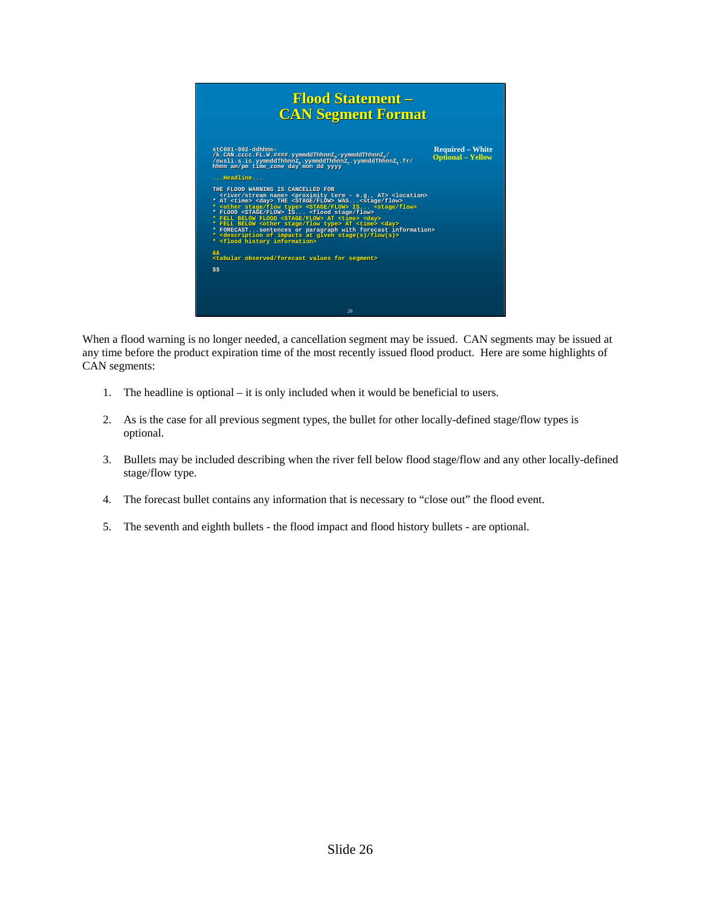## Flood Statement – CAN Segment Format

```
stC001-002-ddhhmm-
/k.CAN.cccc.FL.W.####.yymmddThhnnZB-yymmddThhnnZE/
/nwsli.s.ic.yymmddThhnnZB.yymmddThhnnZC.yymmddThhnnZE.fr/
hhmm am/pm time_zone day mon dd yyyy

...Headline...

THE FLOOD WARNING IS CANCELLED FOR
  <river/stream name> <proximity term - e.g., AT> <location>
* AT <time> <day> THE <STAGE/FLOW> WAS...<stage/flow>
* <other stage/flow type> <STAGE/FLOW> IS... <stage/flow>
* FLOOD <STAGE/FLOW> IS... <flood stage/flow>
* FELL BELOW FLOOD <STAGE/FLOW> AT <time> <day>
* FELL BELOW <other stage/flow type> AT <time> <day>
* FORECAST...sentences or paragraph with forecast information>
* <description of impacts at given stage(s)/flow(s)>
* <flood history information>

&&
<tabular observed/forecast values for segment>

$$
```

Required – White
Optional – Yellow

When a flood warning is no longer needed, a cancellation segment may be issued. CAN segments may be issued at any time before the product expiration time of the most recently issued flood product. Here are some highlights of CAN segments:

1. The headline is optional – it is only included when it would be beneficial to users.

2. As is the case for all previous segment types, the bullet for other locally-defined stage/flow types is optional.

3. Bullets may be included describing when the river fell below flood stage/flow and any other locally-defined stage/flow type.

4. The forecast bullet contains any information that is necessary to "close out" the flood event.

5. The seventh and eighth bullets - the flood impact and flood history bullets - are optional.

Slide 26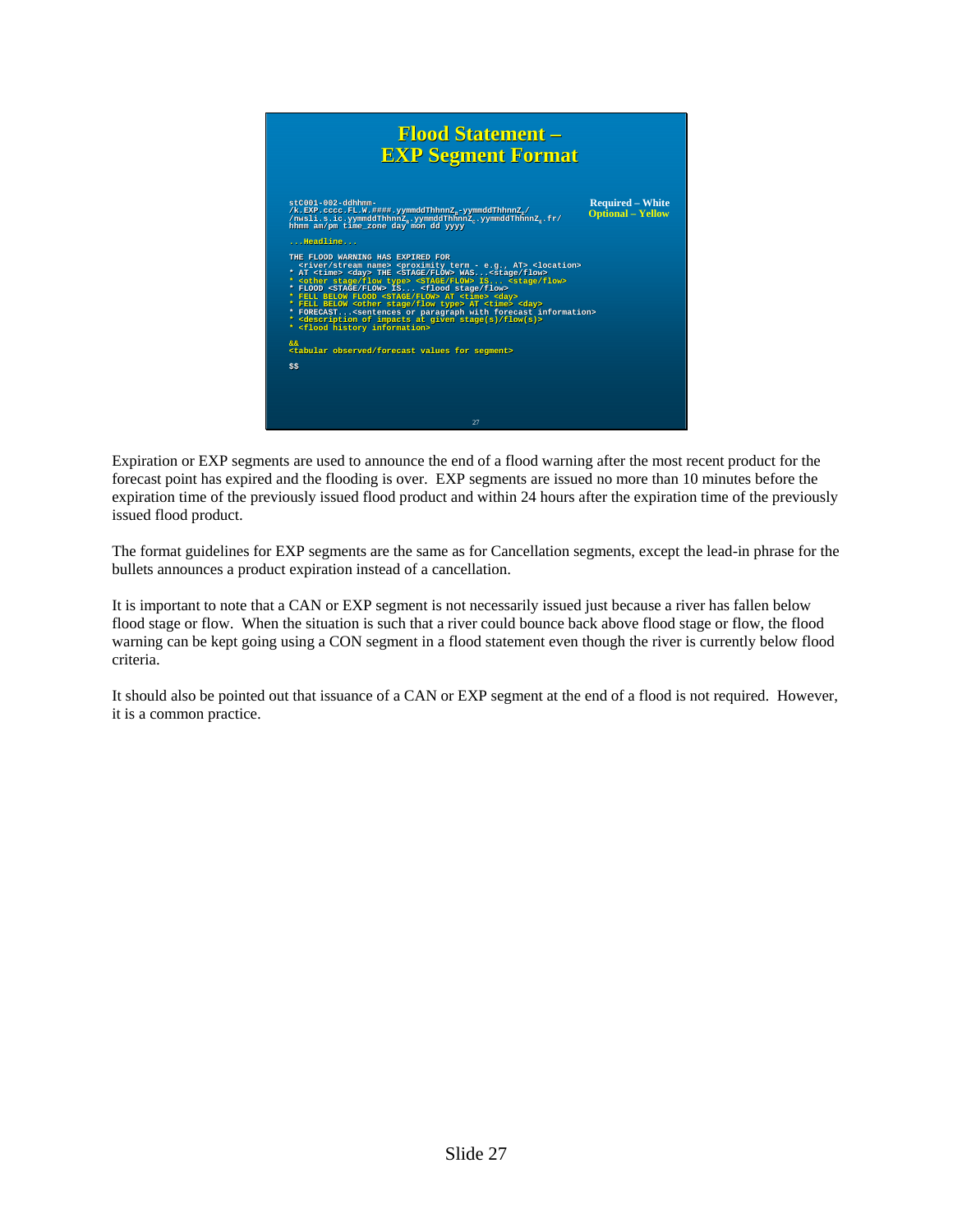## Flood Statement – EXP Segment Format

Required – White
Optional – Yellow

```
stC001-002-ddhhmm-
/k.EXP.cccc.FL.W.####.yymmddThhnnZB-yymmddThhnnZE/
/nwsli.s.ic.yymmddThhnnZB.yymmddThhnnZC.yymmddThhnnZE.fr/
hhmm am/pm time_zone day mon dd yyyy

...Headline...

THE FLOOD WARNING HAS EXPIRED FOR
  <river/stream name> <proximity term - e.g., AT> <location>
* AT <time> <day> THE <STAGE/FLOW> WAS...<stage/flow>
* <other stage/flow type> <STAGE/FLOW> IS... <stage/flow>
* FLOOD <STAGE/FLOW> IS... <flood stage/flow>
* FELL BELOW FLOOD <STAGE/FLOW> AT <time> <day>
* FELL BELOW <other stage/flow type> AT <time> <day>
* FORECAST...<sentences or paragraph with forecast information>
* <description of impacts at given stage(s)/flow(s)>
* <flood history information>

&&
<tabular observed/forecast values for segment>

$$
```

Expiration or EXP segments are used to announce the end of a flood warning after the most recent product for the forecast point has expired and the flooding is over. EXP segments are issued no more than 10 minutes before the expiration time of the previously issued flood product and within 24 hours after the expiration time of the previously issued flood product.

The format guidelines for EXP segments are the same as for Cancellation segments, except the lead-in phrase for the bullets announces a product expiration instead of a cancellation.

It is important to note that a CAN or EXP segment is not necessarily issued just because a river has fallen below flood stage or flow. When the situation is such that a river could bounce back above flood stage or flow, the flood warning can be kept going using a CON segment in a flood statement even though the river is currently below flood criteria.

It should also be pointed out that issuance of a CAN or EXP segment at the end of a flood is not required. However, it is a common practice.

Slide 27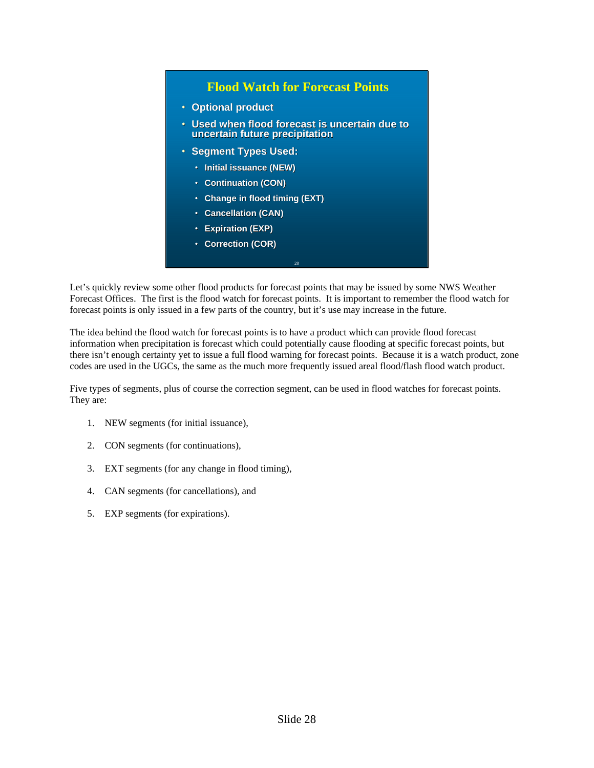## Flood Watch for Forecast Points

- Optional product
- Used when flood forecast is uncertain due to uncertain future precipitation
- Segment Types Used:
  - Initial issuance (NEW)
  - Continuation (CON)
  - Change in flood timing (EXT)
  - Cancellation (CAN)
  - Expiration (EXP)
  - Correction (COR)

Let's quickly review some other flood products for forecast points that may be issued by some NWS Weather Forecast Offices. The first is the flood watch for forecast points. It is important to remember the flood watch for forecast points is only issued in a few parts of the country, but it's use may increase in the future.

The idea behind the flood watch for forecast points is to have a product which can provide flood forecast information when precipitation is forecast which could potentially cause flooding at specific forecast points, but there isn't enough certainty yet to issue a full flood warning for forecast points. Because it is a watch product, zone codes are used in the UGCs, the same as the much more frequently issued areal flood/flash flood watch product.

Five types of segments, plus of course the correction segment, can be used in flood watches for forecast points. They are:

1. NEW segments (for initial issuance),
2. CON segments (for continuations),
3. EXT segments (for any change in flood timing),
4. CAN segments (for cancellations), and
5. EXP segments (for expirations).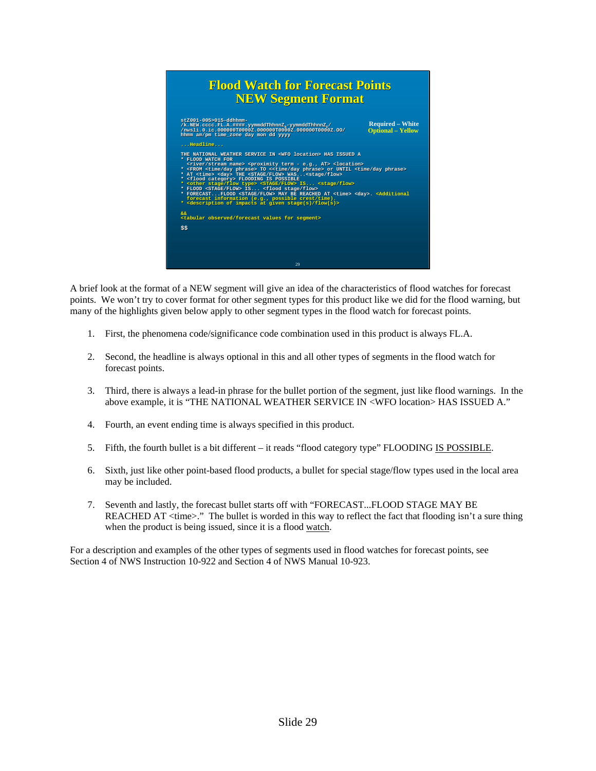## Flood Watch for Forecast Points
## NEW Segment Format

Required – White
Optional – Yellow

```
stZ001-005>015-ddhhmm-
/k.NEW.cccc.FL.A.####.yymmddThhnnZB-yymmddThhnnZE/
/nwsli.0.ic.000000T0000Z.000000T0000Z.000000T0000Z.OO/
hhmm am/pm time_zone day mon dd yyyy

...Headline...

THE NATIONAL WEATHER SERVICE IN <WFO location> HAS ISSUED A
* FLOOD WATCH FOR
  <river/stream name> <proximity term - e.g., AT> <location>
* <FROM <time/day phrase> TO <<time/day phrase> or UNTIL <time/day phrase>
* AT <time> <day> THE <STAGE/FLOW> WAS...<stage/flow>
* <flood category> FLOODING IS POSSIBLE
* <other stage/flow type> <STAGE/FLOW> IS... <stage/flow>
* FLOOD <STAGE/FLOW> IS... <flood stage/flow>
* FORECAST...FLOOD <STAGE/FLOW> MAY BE REACHED AT <time> <day>. <Additional
  forecast information (e.g., possible crest/time).
* <description of impacts at given stage(s)/flow(s)>

&&
<tabular observed/forecast values for segment>

$$
```

A brief look at the format of a NEW segment will give an idea of the characteristics of flood watches for forecast points. We won't try to cover format for other segment types for this product like we did for the flood warning, but many of the highlights given below apply to other segment types in the flood watch for forecast points.

1. First, the phenomena code/significance code combination used in this product is always FL.A.

2. Second, the headline is always optional in this and all other types of segments in the flood watch for forecast points.

3. Third, there is always a lead-in phrase for the bullet portion of the segment, just like flood warnings. In the above example, it is "THE NATIONAL WEATHER SERVICE IN <WFO location> HAS ISSUED A."

4. Fourth, an event ending time is always specified in this product.

5. Fifth, the fourth bullet is a bit different – it reads "flood category type" FLOODING IS POSSIBLE.

6. Sixth, just like other point-based flood products, a bullet for special stage/flow types used in the local area may be included.

7. Seventh and lastly, the forecast bullet starts off with "FORECAST...FLOOD STAGE MAY BE REACHED AT <time>." The bullet is worded in this way to reflect the fact that flooding isn't a sure thing when the product is being issued, since it is a flood watch.

For a description and examples of the other types of segments used in flood watches for forecast points, see Section 4 of NWS Instruction 10-922 and Section 4 of NWS Manual 10-923.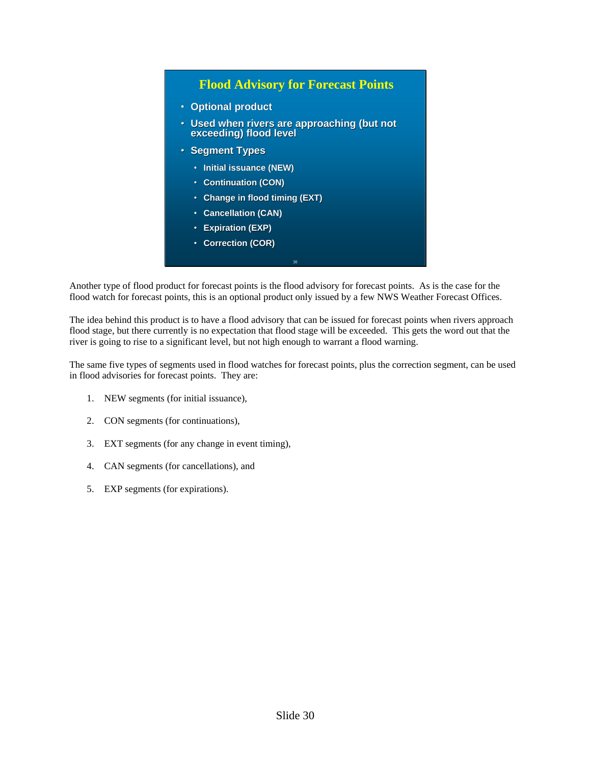## Flood Advisory for Forecast Points

- Optional product
- Used when rivers are approaching (but not exceeding) flood level
- Segment Types
  - Initial issuance (NEW)
  - Continuation (CON)
  - Change in flood timing (EXT)
  - Cancellation (CAN)
  - Expiration (EXP)
  - Correction (COR)

Another type of flood product for forecast points is the flood advisory for forecast points. As is the case for the flood watch for forecast points, this is an optional product only issued by a few NWS Weather Forecast Offices.

The idea behind this product is to have a flood advisory that can be issued for forecast points when rivers approach flood stage, but there currently is no expectation that flood stage will be exceeded. This gets the word out that the river is going to rise to a significant level, but not high enough to warrant a flood warning.

The same five types of segments used in flood watches for forecast points, plus the correction segment, can be used in flood advisories for forecast points. They are:

1. NEW segments (for initial issuance),
2. CON segments (for continuations),
3. EXT segments (for any change in event timing),
4. CAN segments (for cancellations), and
5. EXP segments (for expirations).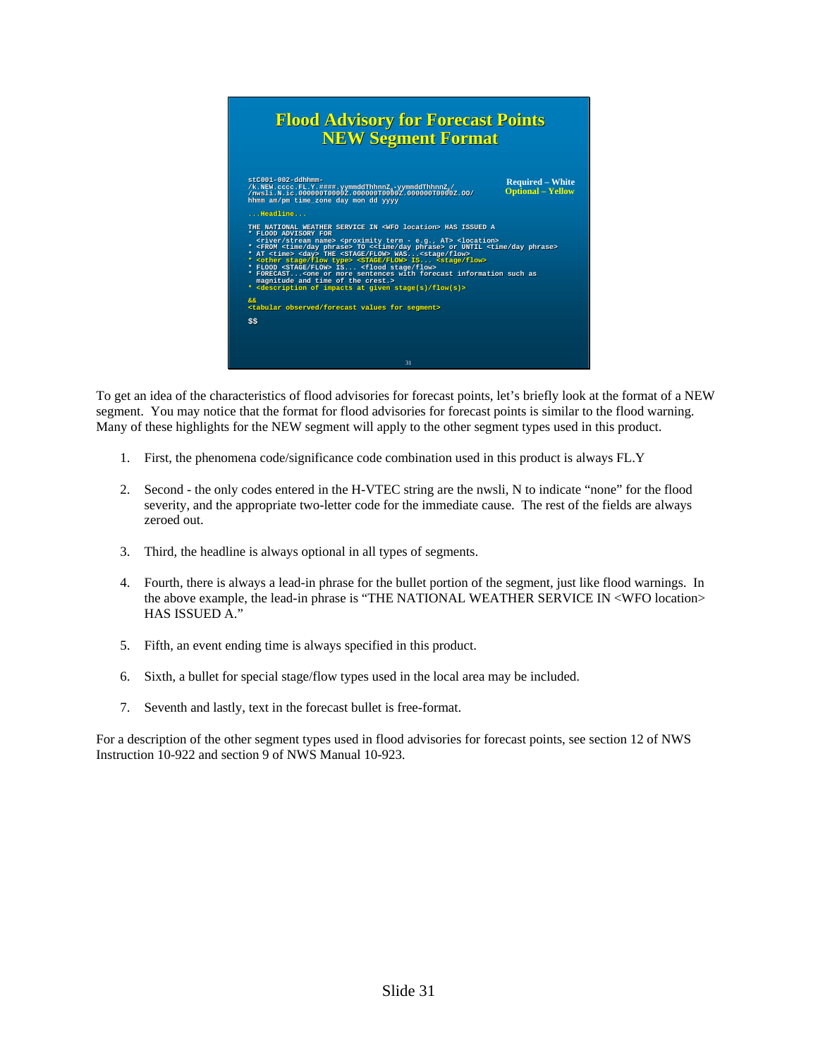## Flood Advisory for Forecast Points NEW Segment Format

Required – White
Optional – Yellow

```
stC001-002-ddhhmm-
/k.NEW.cccc.FL.Y.####.yymmddThhnnZ-yymmddThhnnZ/
/nwsli.N.ic.000000T0000Z.000000T0000Z.000000T0000Z.OO/
hhmm am/pm time_zone day mon dd yyyy

...Headline...

THE NATIONAL WEATHER SERVICE IN <WFO location> HAS ISSUED A
* FLOOD ADVISORY FOR
  <river/stream name> <proximity term - e.g., AT> <location>
* <FROM <time/day phrase> TO <<time/day phrase> or UNTIL <time/day phrase>
* AT <time> <day> THE <STAGE/FLOW> WAS...<stage/flow>
* <other stage/flow type> <STAGE/FLOW> IS... <stage/flow>
* FLOOD <STAGE/FLOW> IS... <flood stage/flow>
* FORECAST...<one or more sentences with forecast information such as
  magnitude and time of the crest.>
* <description of impacts at given stage(s)/flow(s)>

&&
<tabular observed/forecast values for segment>

$$
```

To get an idea of the characteristics of flood advisories for forecast points, let's briefly look at the format of a NEW segment. You may notice that the format for flood advisories for forecast points is similar to the flood warning. Many of these highlights for the NEW segment will apply to the other segment types used in this product.

1. First, the phenomena code/significance code combination used in this product is always FL.Y
2. Second - the only codes entered in the H-VTEC string are the nwsli, N to indicate "none" for the flood severity, and the appropriate two-letter code for the immediate cause. The rest of the fields are always zeroed out.
3. Third, the headline is always optional in all types of segments.
4. Fourth, there is always a lead-in phrase for the bullet portion of the segment, just like flood warnings. In the above example, the lead-in phrase is "THE NATIONAL WEATHER SERVICE IN <WFO location> HAS ISSUED A."
5. Fifth, an event ending time is always specified in this product.
6. Sixth, a bullet for special stage/flow types used in the local area may be included.
7. Seventh and lastly, text in the forecast bullet is free-format.

For a description of the other segment types used in flood advisories for forecast points, see section 12 of NWS Instruction 10-922 and section 9 of NWS Manual 10-923.

Slide 31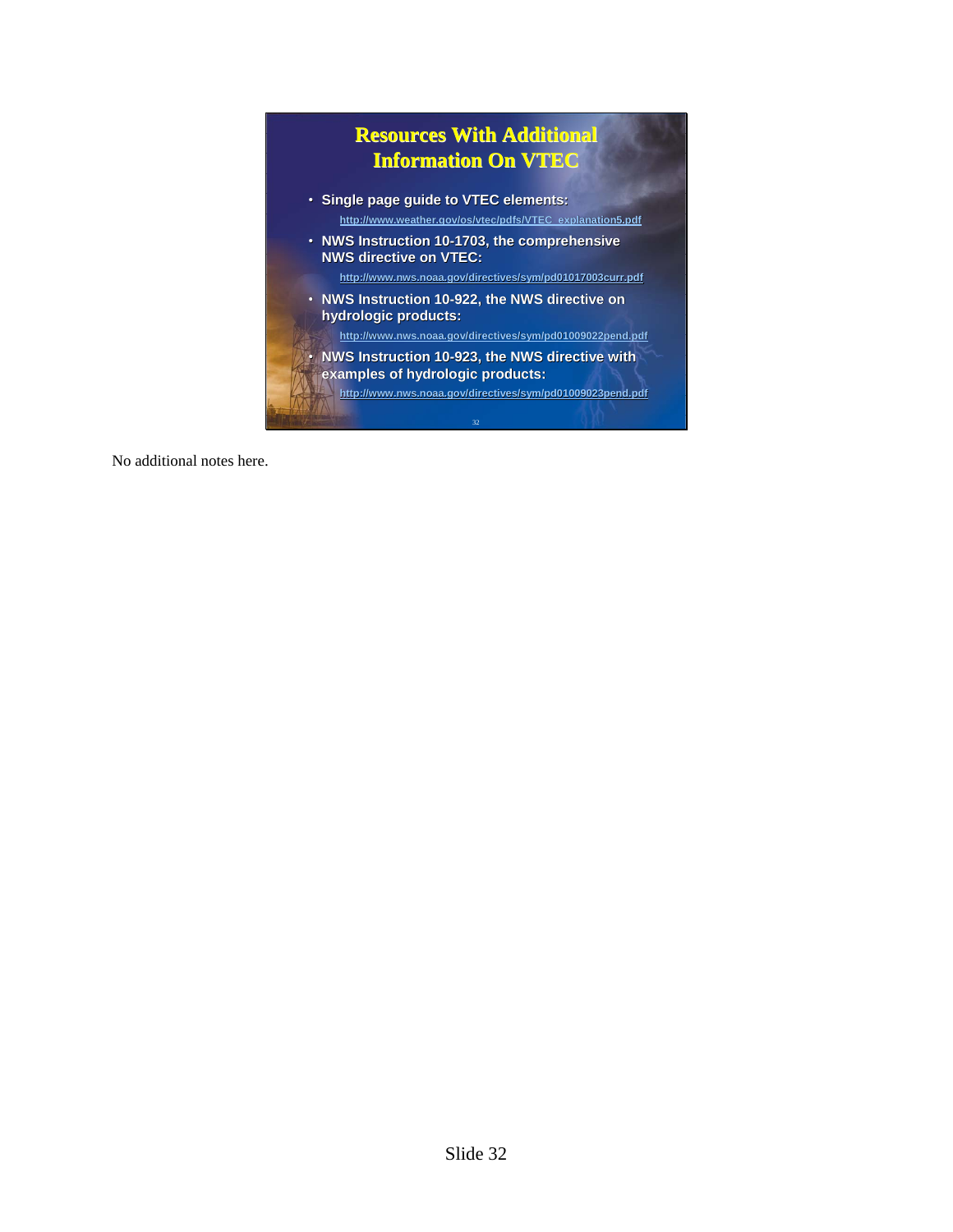## Resources With Additional Information On VTEC

- **Single page guide to VTEC elements:**
  http://www.weather.gov/os/vtec/pdfs/VTEC_explanation5.pdf
- **NWS Instruction 10-1703, the comprehensive NWS directive on VTEC:**
  http://www.nws.noaa.gov/directives/sym/pd01017003curr.pdf
- **NWS Instruction 10-922, the NWS directive on hydrologic products:**
  http://www.nws.noaa.gov/directives/sym/pd01009022pend.pdf
- **NWS Instruction 10-923, the NWS directive with examples of hydrologic products:**
  http://www.nws.noaa.gov/directives/sym/pd01009023pend.pdf

No additional notes here.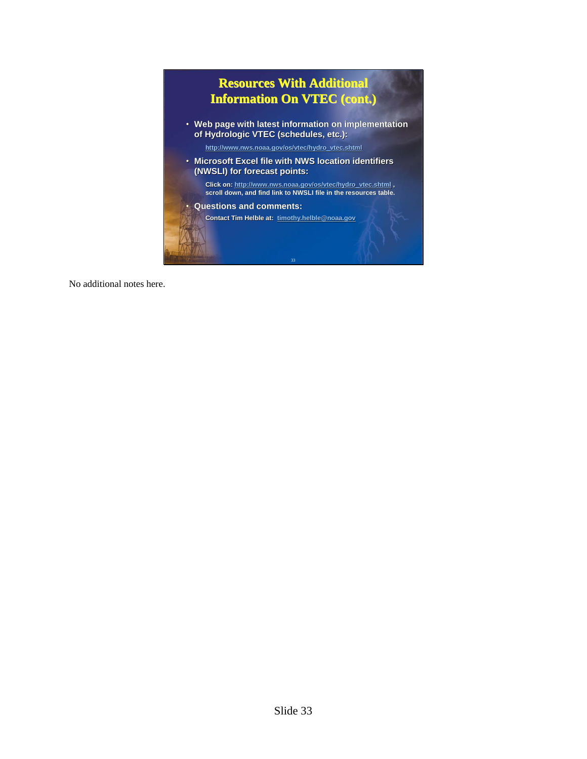## Resources With Additional Information On VTEC (cont.)

- **Web page with latest information on implementation of Hydrologic VTEC (schedules, etc.):**
  - http://www.nws.noaa.gov/os/vtec/hydro_vtec.shtml
- **Microsoft Excel file with NWS location identifiers (NWSLI) for forecast points:**
  - Click on: http://www.nws.noaa.gov/os/vtec/hydro_vtec.shtml , scroll down, and find link to NWSLI file in the resources table.
- **Questions and comments:**
  - Contact Tim Helble at: timothy.helble@noaa.gov

No additional notes here.